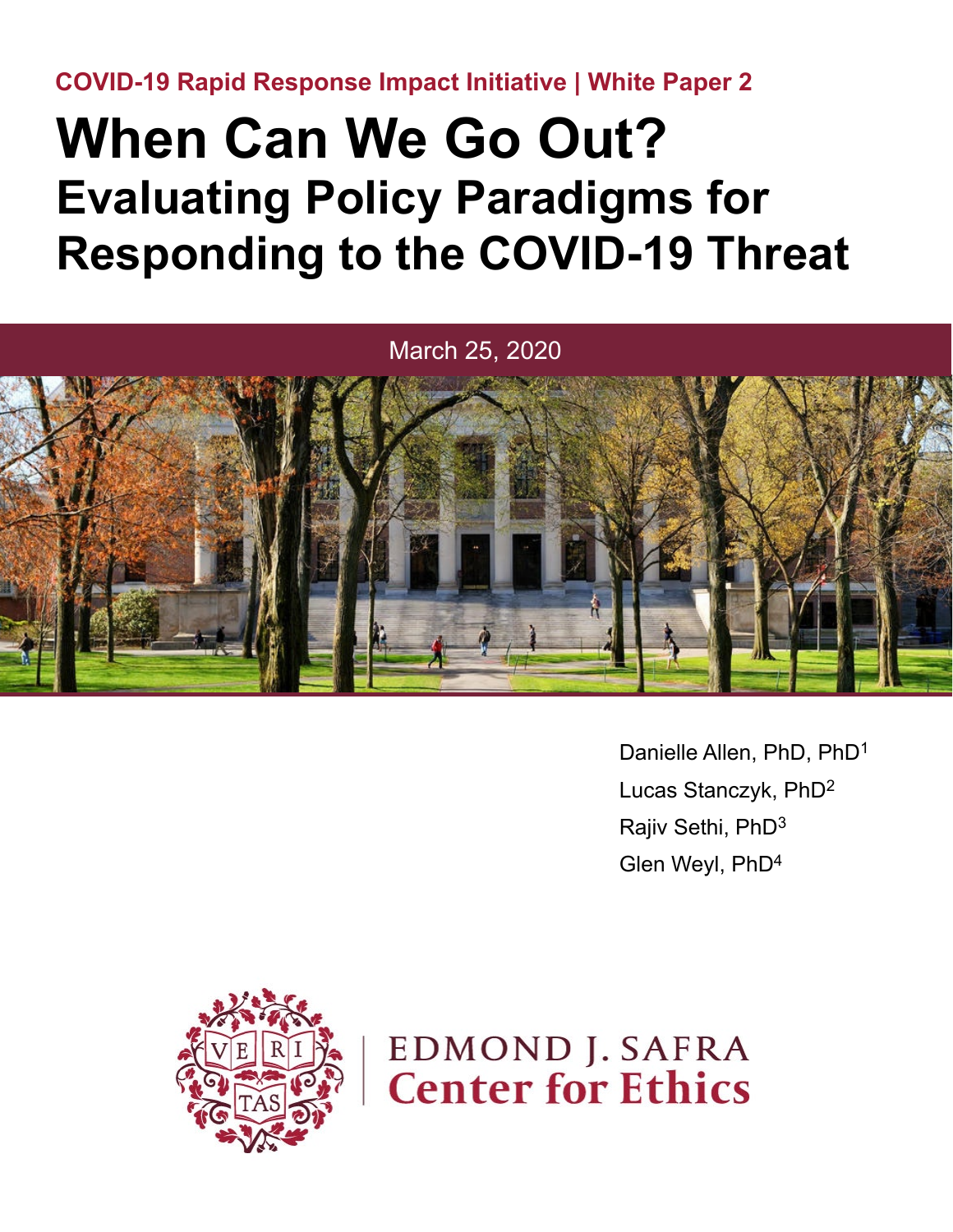COVID-19 Rapid Response Impact Initiative | White Paper 2

# When Can We Go Out?

## Evaluating Policy Paradigms for Responding to the COVID-19 Threat

March 25, 2020

Danielle Allen, PhD, PhD[1]

Lucas Stanczyk, PhD[2]

Rajiv Sethi, PhD[3]

Glen Weyl, PhD[4]

EDMOND J. SAFRA
Center for Ethics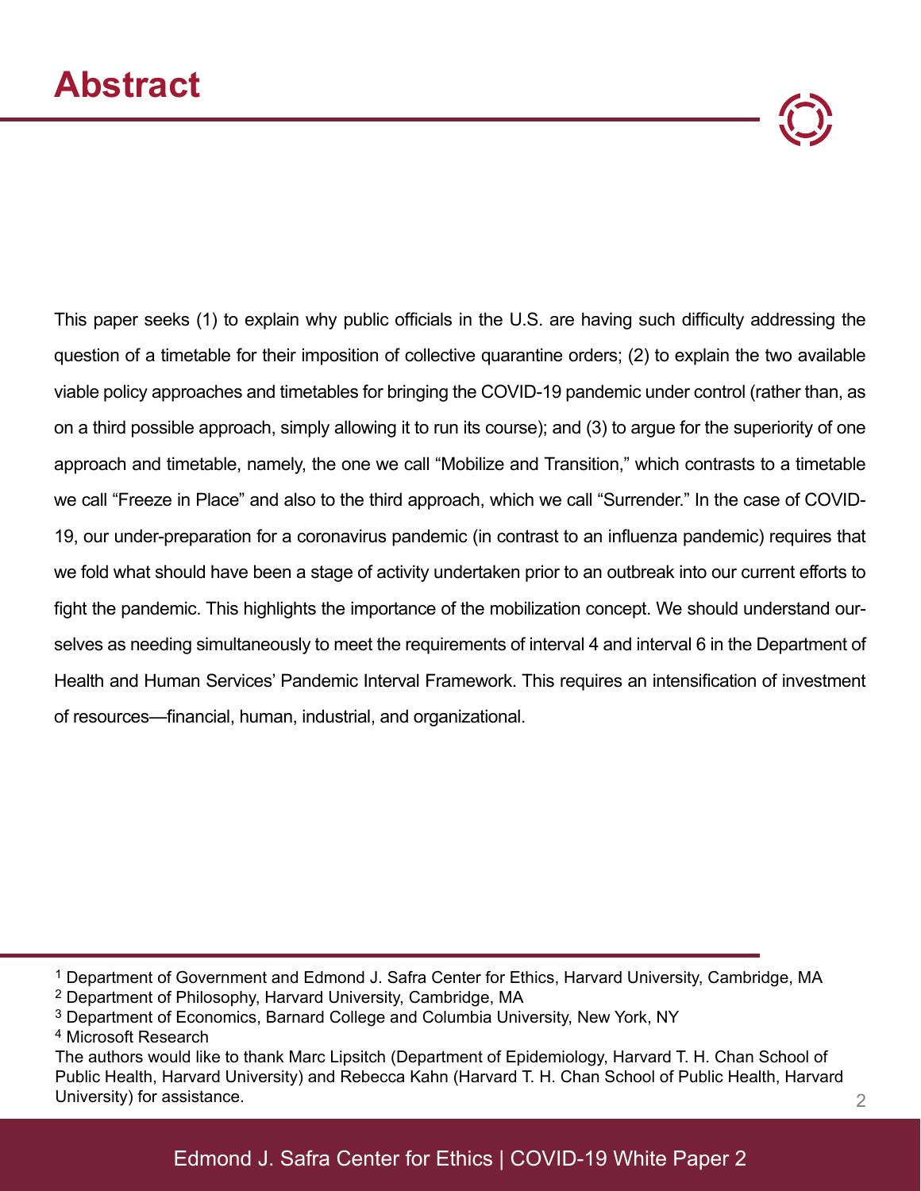# Abstract

This paper seeks (1) to explain why public officials in the U.S. are having such difficulty addressing the question of a timetable for their imposition of collective quarantine orders; (2) to explain the two available viable policy approaches and timetables for bringing the COVID-19 pandemic under control (rather than, as on a third possible approach, simply allowing it to run its course); and (3) to argue for the superiority of one approach and timetable, namely, the one we call "Mobilize and Transition," which contrasts to a timetable we call "Freeze in Place" and also to the third approach, which we call "Surrender." In the case of COVID-19, our under-preparation for a coronavirus pandemic (in contrast to an influenza pandemic) requires that we fold what should have been a stage of activity undertaken prior to an outbreak into our current efforts to fight the pandemic. This highlights the importance of the mobilization concept. We should understand ourselves as needing simultaneously to meet the requirements of interval 4 and interval 6 in the Department of Health and Human Services' Pandemic Interval Framework. This requires an intensification of investment of resources—financial, human, industrial, and organizational.

---

[1] Department of Government and Edmond J. Safra Center for Ethics, Harvard University, Cambridge, MA
[2] Department of Philosophy, Harvard University, Cambridge, MA
[3] Department of Economics, Barnard College and Columbia University, New York, NY
[4] Microsoft Research

The authors would like to thank Marc Lipsitch (Department of Epidemiology, Harvard T. H. Chan School of Public Health, Harvard University) and Rebecca Kahn (Harvard T. H. Chan School of Public Health, Harvard University) for assistance.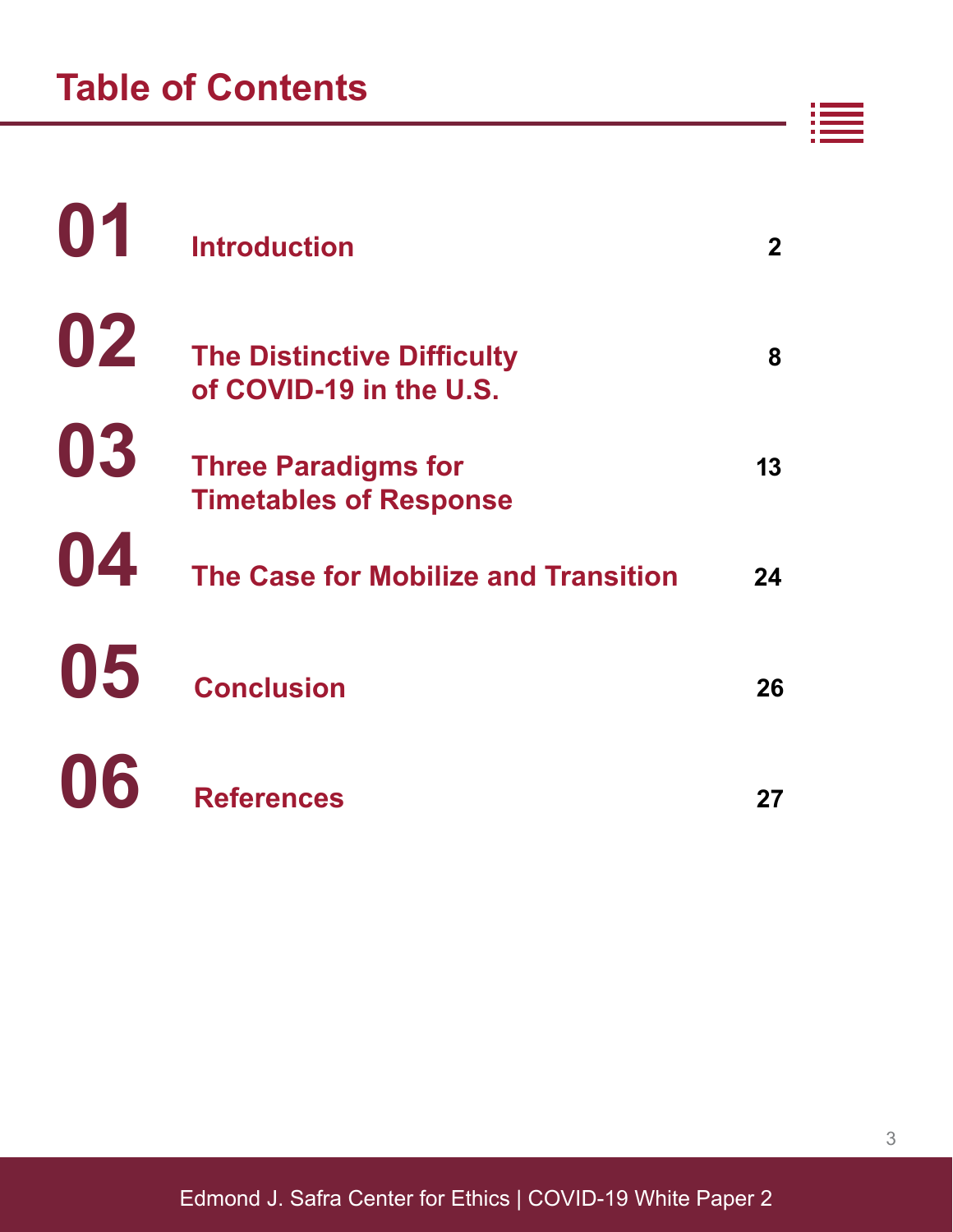# Table of Contents

| | | |
|---|---|---|
| **01** | **Introduction** | **2** |
| **02** | **The Distinctive Difficulty of COVID-19 in the U.S.** | **8** |
| **03** | **Three Paradigms for Timetables of Response** | **13** |
| **04** | **The Case for Mobilize and Transition** | **24** |
| **05** | **Conclusion** | **26** |
| **06** | **References** | **27** |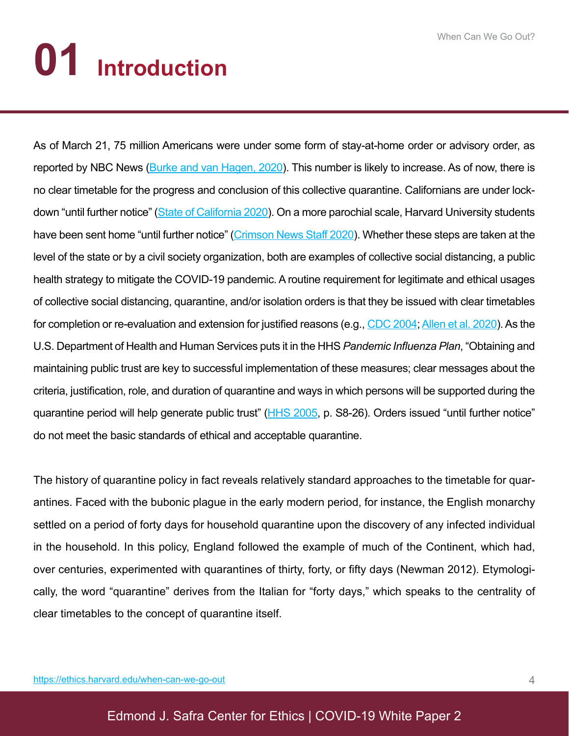# 01 Introduction

As of March 21, 75 million Americans were under some form of stay-at-home order or advisory order, as reported by NBC News (Burke and van Hagen, 2020). This number is likely to increase. As of now, there is no clear timetable for the progress and conclusion of this collective quarantine. Californians are under lock-down "until further notice" (State of California 2020). On a more parochial scale, Harvard University students have been sent home "until further notice" (Crimson News Staff 2020). Whether these steps are taken at the level of the state or by a civil society organization, both are examples of collective social distancing, a public health strategy to mitigate the COVID-19 pandemic. A routine requirement for legitimate and ethical usages of collective social distancing, quarantine, and/or isolation orders is that they be issued with clear timetables for completion or re-evaluation and extension for justified reasons (e.g., CDC 2004; Allen et al. 2020). As the U.S. Department of Health and Human Services puts it in the HHS *Pandemic Influenza Plan*, "Obtaining and maintaining public trust are key to successful implementation of these measures; clear messages about the criteria, justification, role, and duration of quarantine and ways in which persons will be supported during the quarantine period will help generate public trust" (HHS 2005, p. S8-26). Orders issued "until further notice" do not meet the basic standards of ethical and acceptable quarantine.

The history of quarantine policy in fact reveals relatively standard approaches to the timetable for quarantines. Faced with the bubonic plague in the early modern period, for instance, the English monarchy settled on a period of forty days for household quarantine upon the discovery of any infected individual in the household. In this policy, England followed the example of much of the Continent, which had, over centuries, experimented with quarantines of thirty, forty, or fifty days (Newman 2012). Etymologically, the word "quarantine" derives from the Italian for "forty days," which speaks to the centrality of clear timetables to the concept of quarantine itself.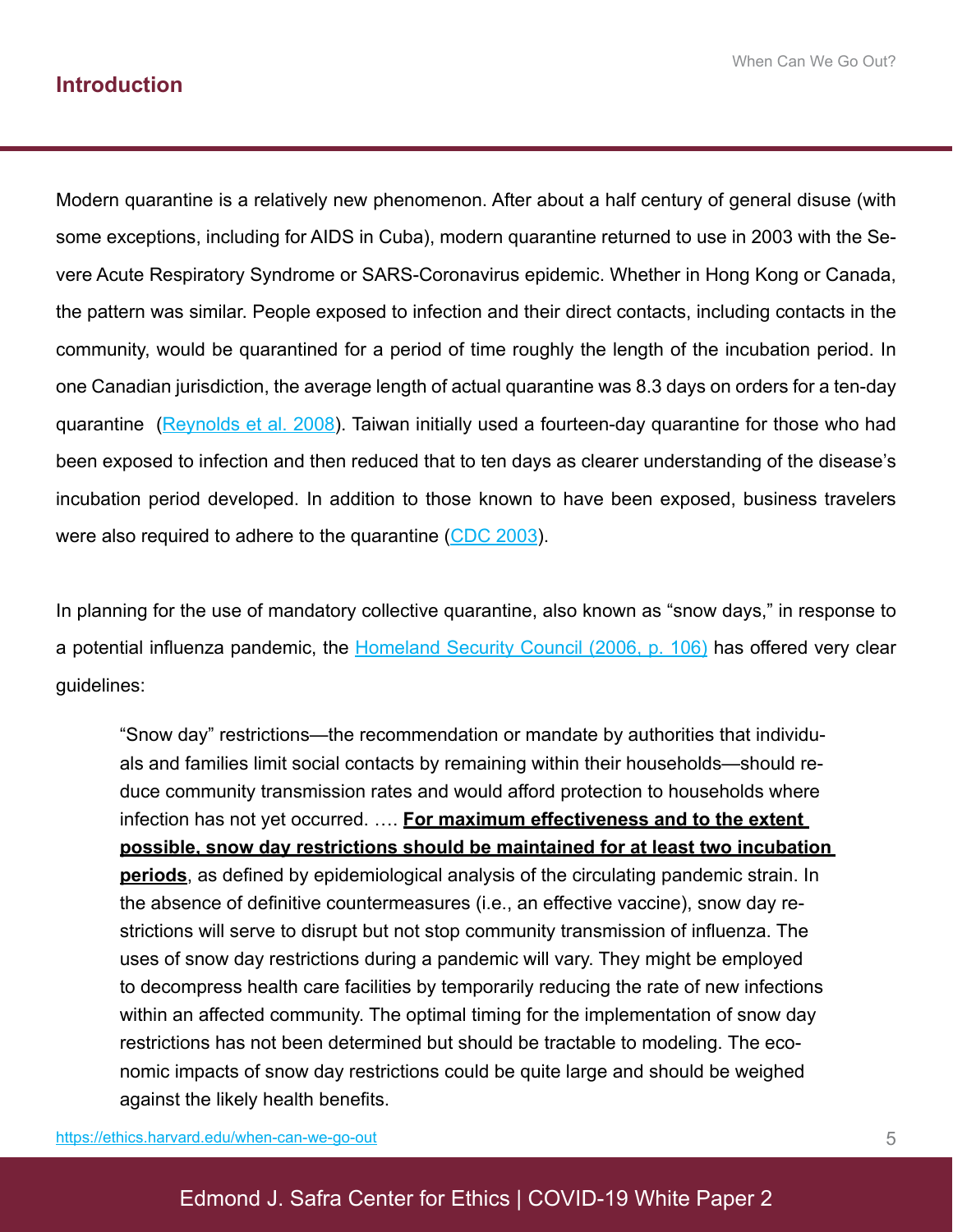## Introduction

Modern quarantine is a relatively new phenomenon. After about a half century of general disuse (with some exceptions, including for AIDS in Cuba), modern quarantine returned to use in 2003 with the Severe Acute Respiratory Syndrome or SARS-Coronavirus epidemic. Whether in Hong Kong or Canada, the pattern was similar. People exposed to infection and their direct contacts, including contacts in the community, would be quarantined for a period of time roughly the length of the incubation period. In one Canadian jurisdiction, the average length of actual quarantine was 8.3 days on orders for a ten-day quarantine ([Reynolds et al. 2008](#)). Taiwan initially used a fourteen-day quarantine for those who had been exposed to infection and then reduced that to ten days as clearer understanding of the disease's incubation period developed. In addition to those known to have been exposed, business travelers were also required to adhere to the quarantine ([CDC 2003](#)).

In planning for the use of mandatory collective quarantine, also known as "snow days," in response to a potential influenza pandemic, the [Homeland Security Council (2006, p. 106)](#) has offered very clear guidelines:

> "Snow day" restrictions—the recommendation or mandate by authorities that individuals and families limit social contacts by remaining within their households—should reduce community transmission rates and would afford protection to households where infection has not yet occurred. …. **For maximum effectiveness and to the extent possible, snow day restrictions should be maintained for at least two incubation periods**, as defined by epidemiological analysis of the circulating pandemic strain. In the absence of definitive countermeasures (i.e., an effective vaccine), snow day restrictions will serve to disrupt but not stop community transmission of influenza. The uses of snow day restrictions during a pandemic will vary. They might be employed to decompress health care facilities by temporarily reducing the rate of new infections within an affected community. The optimal timing for the implementation of snow day restrictions has not been determined but should be tractable to modeling. The economic impacts of snow day restrictions could be quite large and should be weighed against the likely health benefits.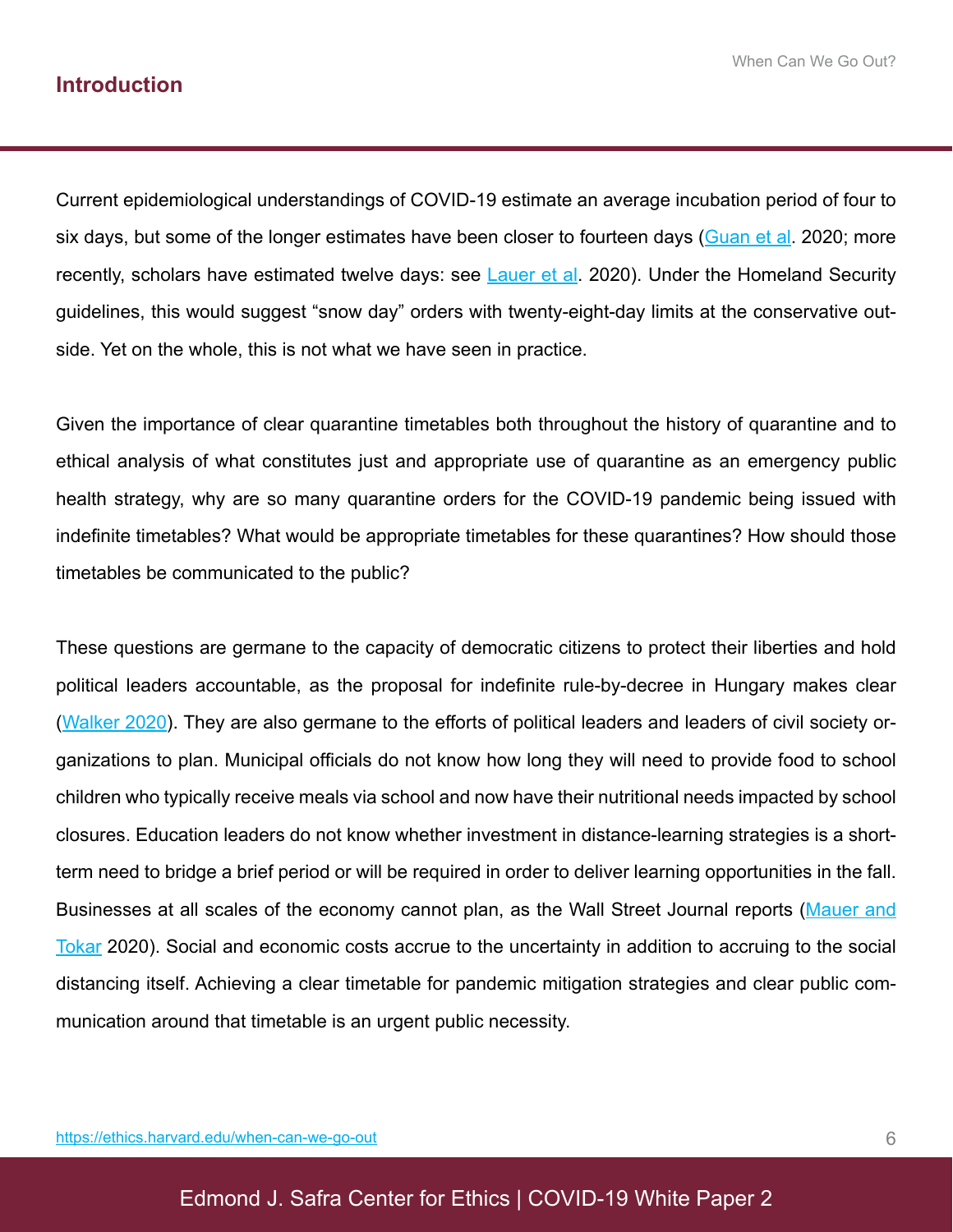## Introduction

Current epidemiological understandings of COVID-19 estimate an average incubation period of four to six days, but some of the longer estimates have been closer to fourteen days (Guan et al. 2020; more recently, scholars have estimated twelve days: see Lauer et al. 2020). Under the Homeland Security guidelines, this would suggest "snow day" orders with twenty-eight-day limits at the conservative outside. Yet on the whole, this is not what we have seen in practice.

Given the importance of clear quarantine timetables both throughout the history of quarantine and to ethical analysis of what constitutes just and appropriate use of quarantine as an emergency public health strategy, why are so many quarantine orders for the COVID-19 pandemic being issued with indefinite timetables? What would be appropriate timetables for these quarantines? How should those timetables be communicated to the public?

These questions are germane to the capacity of democratic citizens to protect their liberties and hold political leaders accountable, as the proposal for indefinite rule-by-decree in Hungary makes clear (Walker 2020). They are also germane to the efforts of political leaders and leaders of civil society organizations to plan. Municipal officials do not know how long they will need to provide food to school children who typically receive meals via school and now have their nutritional needs impacted by school closures. Education leaders do not know whether investment in distance-learning strategies is a short-term need to bridge a brief period or will be required in order to deliver learning opportunities in the fall. Businesses at all scales of the economy cannot plan, as the Wall Street Journal reports (Mauer and Tokar 2020). Social and economic costs accrue to the uncertainty in addition to accruing to the social distancing itself. Achieving a clear timetable for pandemic mitigation strategies and clear public communication around that timetable is an urgent public necessity.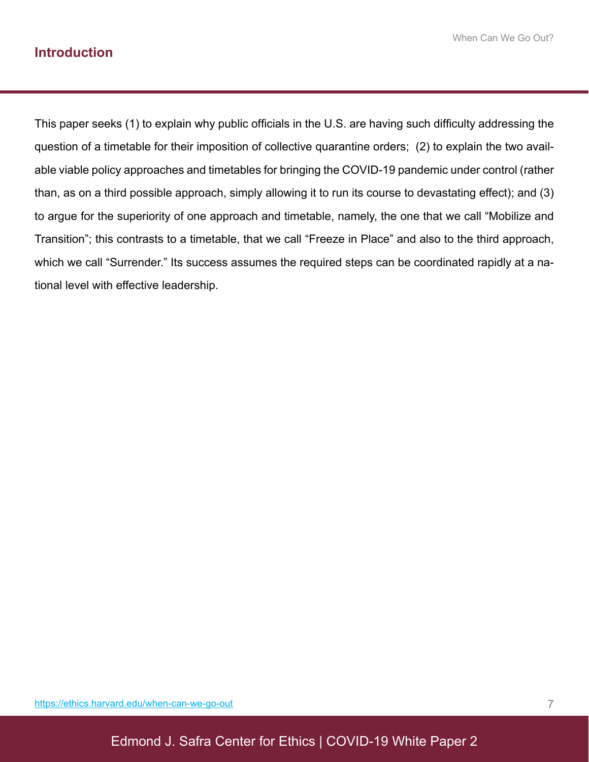## Introduction

This paper seeks (1) to explain why public officials in the U.S. are having such difficulty addressing the question of a timetable for their imposition of collective quarantine orders; (2) to explain the two available viable policy approaches and timetables for bringing the COVID-19 pandemic under control (rather than, as on a third possible approach, simply allowing it to run its course to devastating effect); and (3) to argue for the superiority of one approach and timetable, namely, the one that we call "Mobilize and Transition"; this contrasts to a timetable, that we call "Freeze in Place" and also to the third approach, which we call "Surrender." Its success assumes the required steps can be coordinated rapidly at a national level with effective leadership.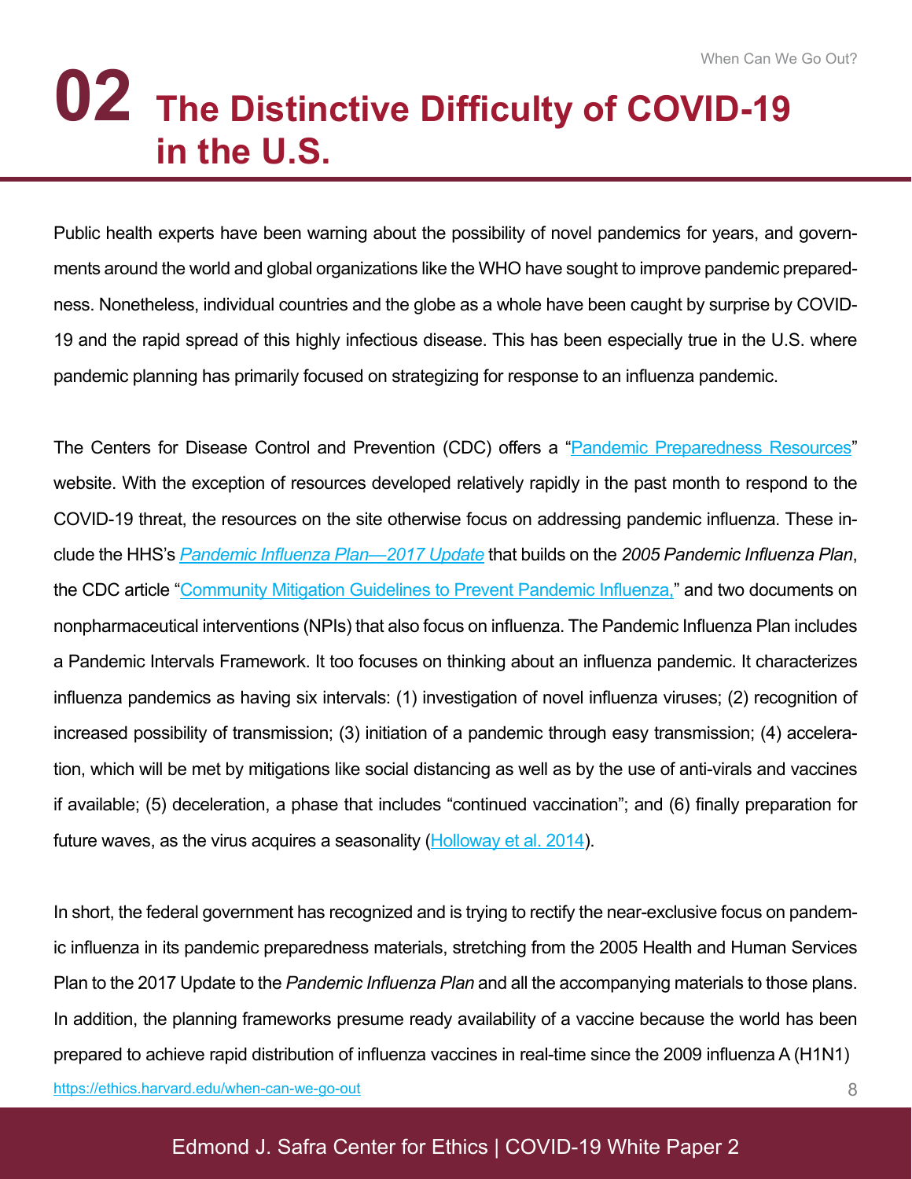# 02 The Distinctive Difficulty of COVID-19 in the U.S.

Public health experts have been warning about the possibility of novel pandemics for years, and governments around the world and global organizations like the WHO have sought to improve pandemic preparedness. Nonetheless, individual countries and the globe as a whole have been caught by surprise by COVID-19 and the rapid spread of this highly infectious disease. This has been especially true in the U.S. where pandemic planning has primarily focused on strategizing for response to an influenza pandemic.

The Centers for Disease Control and Prevention (CDC) offers a "[Pandemic Preparedness Resources](#)" website. With the exception of resources developed relatively rapidly in the past month to respond to the COVID-19 threat, the resources on the site otherwise focus on addressing pandemic influenza. These include the HHS's [*Pandemic Influenza Plan—2017 Update*](#) that builds on the *2005 Pandemic Influenza Plan*, the CDC article "[Community Mitigation Guidelines to Prevent Pandemic Influenza,](#)" and two documents on nonpharmaceutical interventions (NPIs) that also focus on influenza. The Pandemic Influenza Plan includes a Pandemic Intervals Framework. It too focuses on thinking about an influenza pandemic. It characterizes influenza pandemics as having six intervals: (1) investigation of novel influenza viruses; (2) recognition of increased possibility of transmission; (3) initiation of a pandemic through easy transmission; (4) acceleration, which will be met by mitigations like social distancing as well as by the use of anti-virals and vaccines if available; (5) deceleration, a phase that includes "continued vaccination"; and (6) finally preparation for future waves, as the virus acquires a seasonality ([Holloway et al. 2014](#)).

In short, the federal government has recognized and is trying to rectify the near-exclusive focus on pandemic influenza in its pandemic preparedness materials, stretching from the 2005 Health and Human Services Plan to the 2017 Update to the *Pandemic Influenza Plan* and all the accompanying materials to those plans. In addition, the planning frameworks presume ready availability of a vaccine because the world has been prepared to achieve rapid distribution of influenza vaccines in real-time since the 2009 influenza A (H1N1)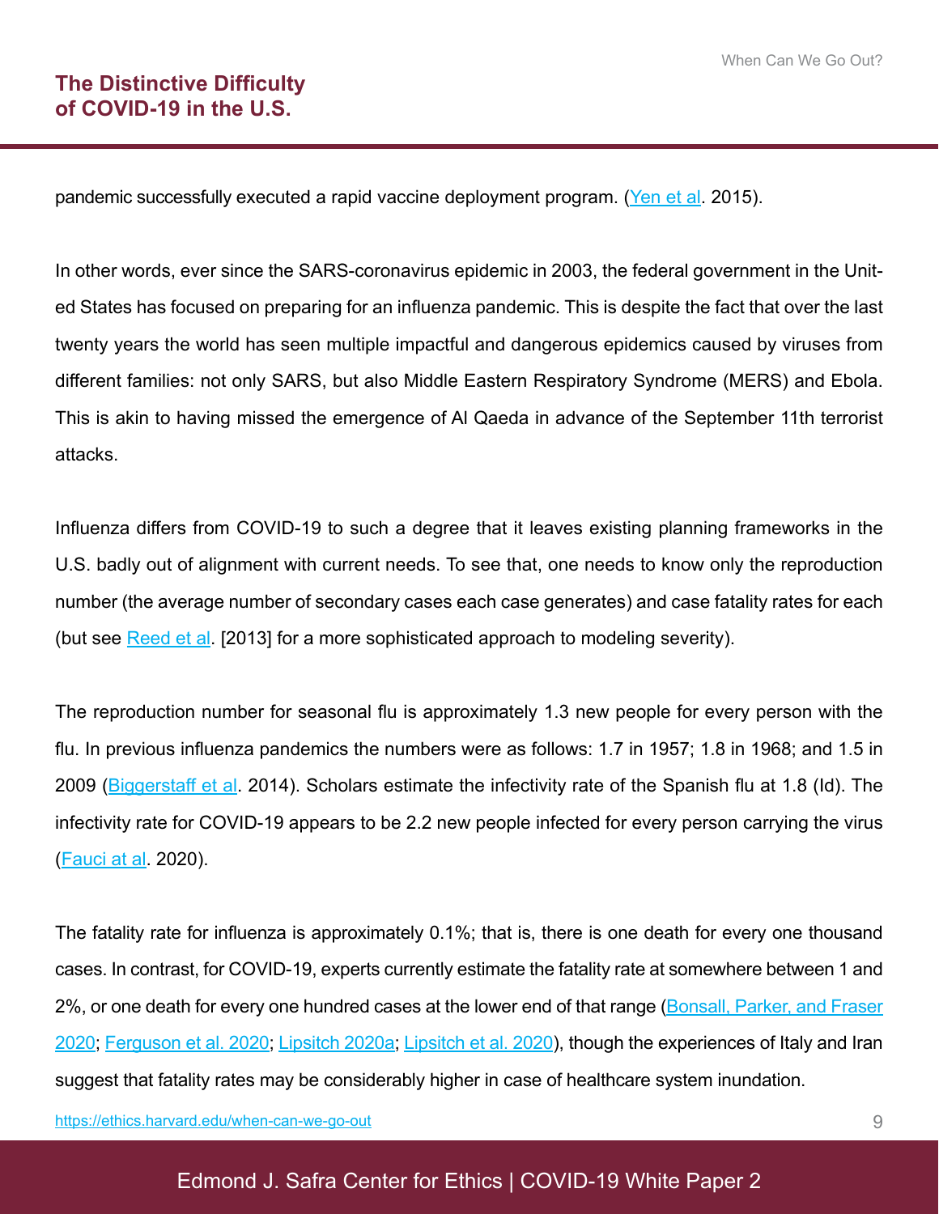pandemic successfully executed a rapid vaccine deployment program. ([Yen et al](#). 2015).

In other words, ever since the SARS-coronavirus epidemic in 2003, the federal government in the United States has focused on preparing for an influenza pandemic. This is despite the fact that over the last twenty years the world has seen multiple impactful and dangerous epidemics caused by viruses from different families: not only SARS, but also Middle Eastern Respiratory Syndrome (MERS) and Ebola. This is akin to having missed the emergence of Al Qaeda in advance of the September 11th terrorist attacks.

Influenza differs from COVID-19 to such a degree that it leaves existing planning frameworks in the U.S. badly out of alignment with current needs. To see that, one needs to know only the reproduction number (the average number of secondary cases each case generates) and case fatality rates for each (but see [Reed et al](#). [2013] for a more sophisticated approach to modeling severity).

The reproduction number for seasonal flu is approximately 1.3 new people for every person with the flu. In previous influenza pandemics the numbers were as follows: 1.7 in 1957; 1.8 in 1968; and 1.5 in 2009 ([Biggerstaff et al](#). 2014). Scholars estimate the infectivity rate of the Spanish flu at 1.8 (Id). The infectivity rate for COVID-19 appears to be 2.2 new people infected for every person carrying the virus ([Fauci at al](#). 2020).

The fatality rate for influenza is approximately 0.1%; that is, there is one death for every one thousand cases. In contrast, for COVID-19, experts currently estimate the fatality rate at somewhere between 1 and 2%, or one death for every one hundred cases at the lower end of that range ([Bonsall, Parker, and Fraser 2020](#); [Ferguson et al. 2020](#); [Lipsitch 2020a](#); [Lipsitch et al. 2020](#)), though the experiences of Italy and Iran suggest that fatality rates may be considerably higher in case of healthcare system inundation.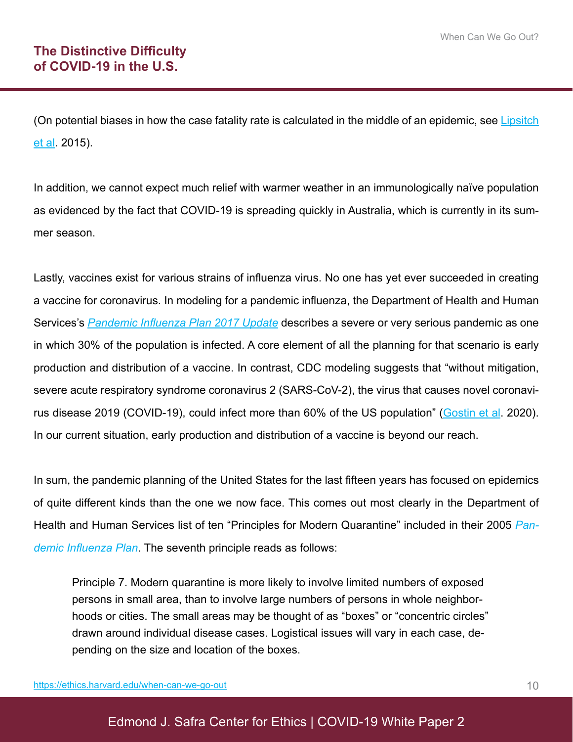(On potential biases in how the case fatality rate is calculated in the middle of an epidemic, see Lipsitch et al. 2015).

In addition, we cannot expect much relief with warmer weather in an immunologically naïve population as evidenced by the fact that COVID-19 is spreading quickly in Australia, which is currently in its summer season.

Lastly, vaccines exist for various strains of influenza virus. No one has yet ever succeeded in creating a vaccine for coronavirus. In modeling for a pandemic influenza, the Department of Health and Human Services's *Pandemic Influenza Plan 2017 Update* describes a severe or very serious pandemic as one in which 30% of the population is infected. A core element of all the planning for that scenario is early production and distribution of a vaccine. In contrast, CDC modeling suggests that "without mitigation, severe acute respiratory syndrome coronavirus 2 (SARS-CoV-2), the virus that causes novel coronavirus disease 2019 (COVID-19), could infect more than 60% of the US population" (Gostin et al. 2020). In our current situation, early production and distribution of a vaccine is beyond our reach.

In sum, the pandemic planning of the United States for the last fifteen years has focused on epidemics of quite different kinds than the one we now face. This comes out most clearly in the Department of Health and Human Services list of ten "Principles for Modern Quarantine" included in their 2005 *Pandemic Influenza Plan*. The seventh principle reads as follows:

> Principle 7. Modern quarantine is more likely to involve limited numbers of exposed persons in small area, than to involve large numbers of persons in whole neighborhoods or cities. The small areas may be thought of as "boxes" or "concentric circles" drawn around individual disease cases. Logistical issues will vary in each case, depending on the size and location of the boxes.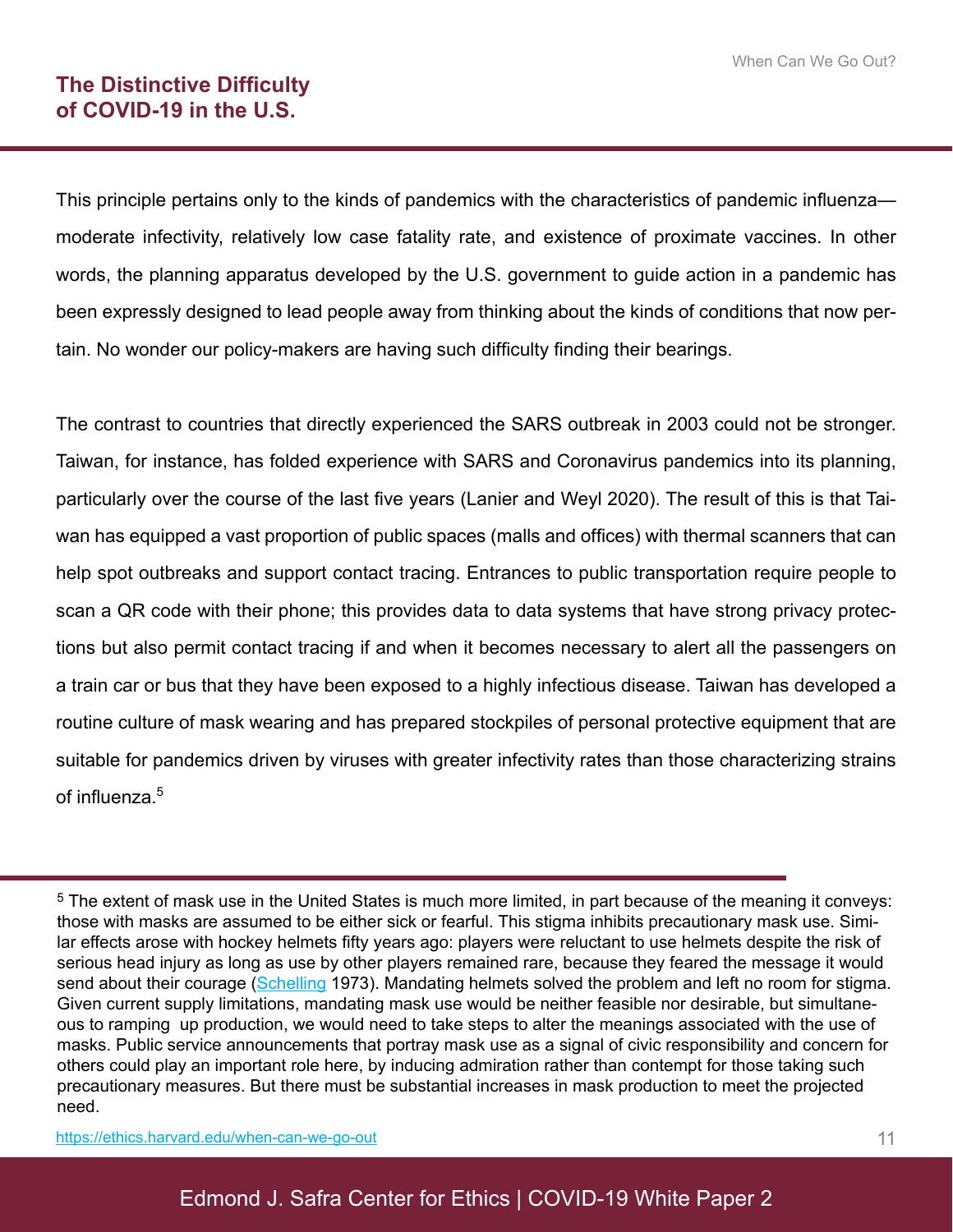## The Distinctive Difficulty of COVID-19 in the U.S.

This principle pertains only to the kinds of pandemics with the characteristics of pandemic influenza—moderate infectivity, relatively low case fatality rate, and existence of proximate vaccines. In other words, the planning apparatus developed by the U.S. government to guide action in a pandemic has been expressly designed to lead people away from thinking about the kinds of conditions that now pertain. No wonder our policy-makers are having such difficulty finding their bearings.

The contrast to countries that directly experienced the SARS outbreak in 2003 could not be stronger. Taiwan, for instance, has folded experience with SARS and Coronavirus pandemics into its planning, particularly over the course of the last five years (Lanier and Weyl 2020). The result of this is that Taiwan has equipped a vast proportion of public spaces (malls and offices) with thermal scanners that can help spot outbreaks and support contact tracing. Entrances to public transportation require people to scan a QR code with their phone; this provides data to data systems that have strong privacy protections but also permit contact tracing if and when it becomes necessary to alert all the passengers on a train car or bus that they have been exposed to a highly infectious disease. Taiwan has developed a routine culture of mask wearing and has prepared stockpiles of personal protective equipment that are suitable for pandemics driven by viruses with greater infectivity rates than those characterizing strains of influenza.[5]

---

[5] The extent of mask use in the United States is much more limited, in part because of the meaning it conveys: those with masks are assumed to be either sick or fearful. This stigma inhibits precautionary mask use. Similar effects arose with hockey helmets fifty years ago: players were reluctant to use helmets despite the risk of serious head injury as long as use by other players remained rare, because they feared the message it would send about their courage (Schelling 1973). Mandating helmets solved the problem and left no room for stigma. Given current supply limitations, mandating mask use would be neither feasible nor desirable, but simultaneous to ramping up production, we would need to take steps to alter the meanings associated with the use of masks. Public service announcements that portray mask use as a signal of civic responsibility and concern for others could play an important role here, by inducing admiration rather than contempt for those taking such precautionary measures. But there must be substantial increases in mask production to meet the projected need.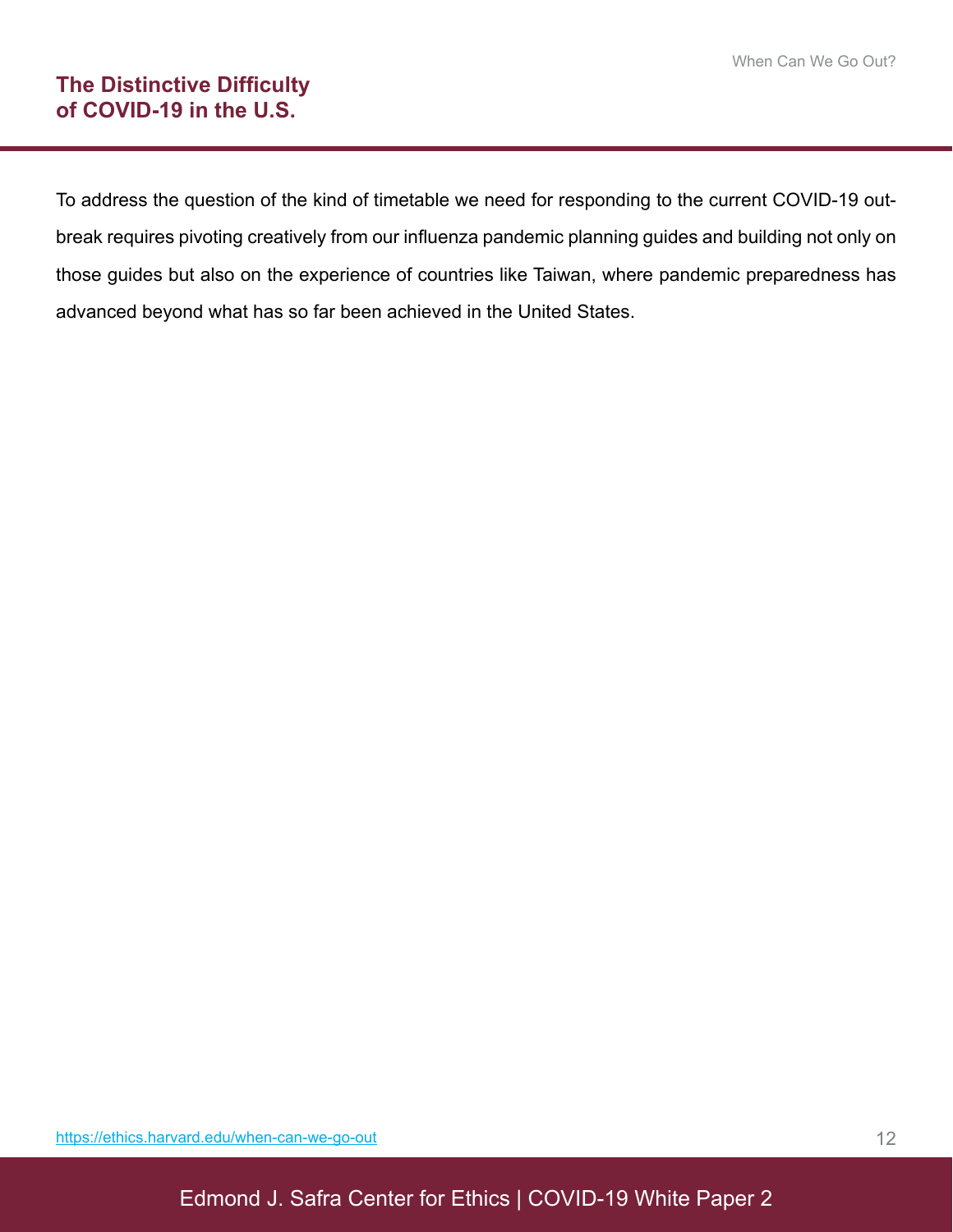## The Distinctive Difficulty of COVID-19 in the U.S.

To address the question of the kind of timetable we need for responding to the current COVID-19 outbreak requires pivoting creatively from our influenza pandemic planning guides and building not only on those guides but also on the experience of countries like Taiwan, where pandemic preparedness has advanced beyond what has so far been achieved in the United States.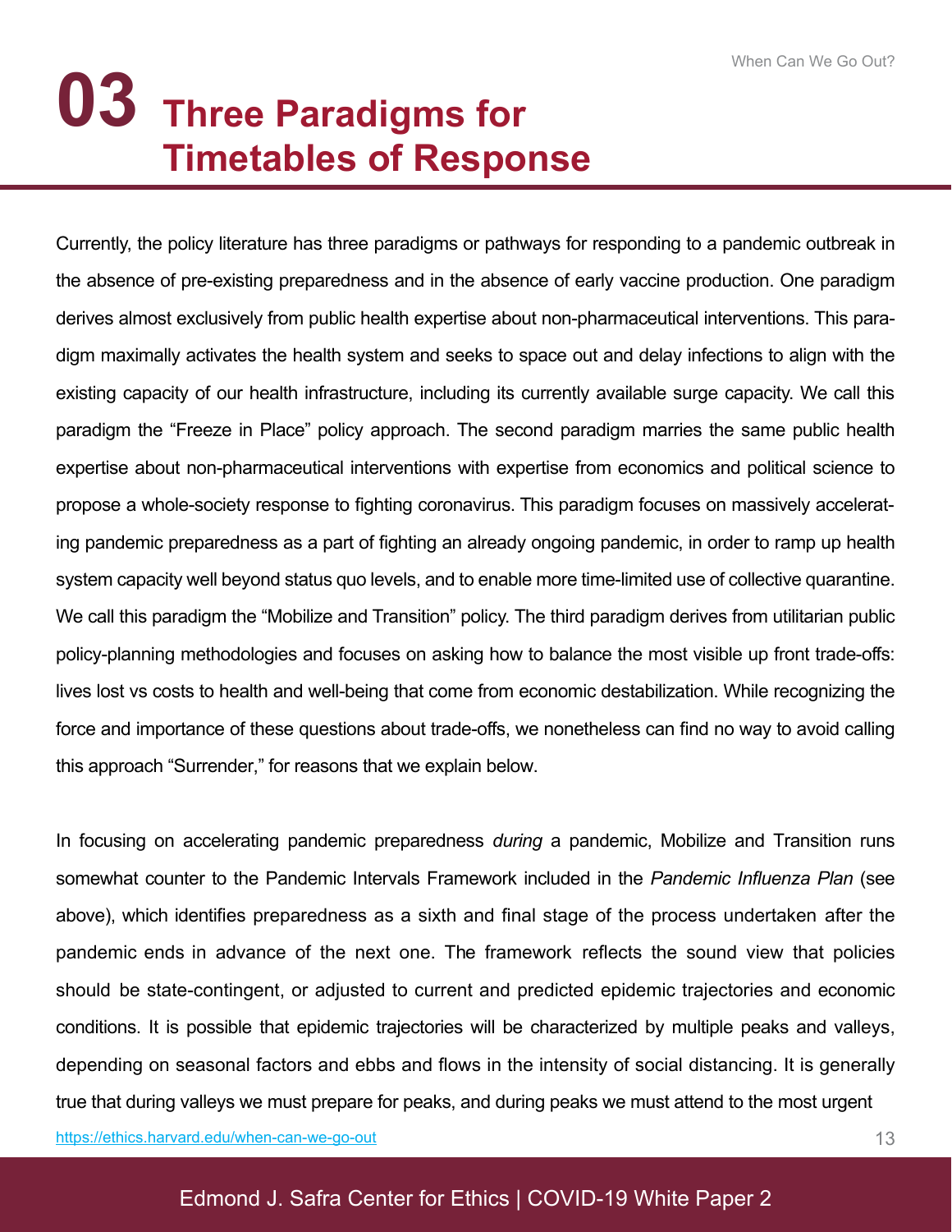# 03 Three Paradigms for Timetables of Response

Currently, the policy literature has three paradigms or pathways for responding to a pandemic outbreak in the absence of pre-existing preparedness and in the absence of early vaccine production. One paradigm derives almost exclusively from public health expertise about non-pharmaceutical interventions. This paradigm maximally activates the health system and seeks to space out and delay infections to align with the existing capacity of our health infrastructure, including its currently available surge capacity. We call this paradigm the "Freeze in Place" policy approach. The second paradigm marries the same public health expertise about non-pharmaceutical interventions with expertise from economics and political science to propose a whole-society response to fighting coronavirus. This paradigm focuses on massively accelerating pandemic preparedness as a part of fighting an already ongoing pandemic, in order to ramp up health system capacity well beyond status quo levels, and to enable more time-limited use of collective quarantine. We call this paradigm the "Mobilize and Transition" policy. The third paradigm derives from utilitarian public policy-planning methodologies and focuses on asking how to balance the most visible up front trade-offs: lives lost vs costs to health and well-being that come from economic destabilization. While recognizing the force and importance of these questions about trade-offs, we nonetheless can find no way to avoid calling this approach "Surrender," for reasons that we explain below.

In focusing on accelerating pandemic preparedness *during* a pandemic, Mobilize and Transition runs somewhat counter to the Pandemic Intervals Framework included in the *Pandemic Influenza Plan* (see above), which identifies preparedness as a sixth and final stage of the process undertaken after the pandemic ends in advance of the next one. The framework reflects the sound view that policies should be state-contingent, or adjusted to current and predicted epidemic trajectories and economic conditions. It is possible that epidemic trajectories will be characterized by multiple peaks and valleys, depending on seasonal factors and ebbs and flows in the intensity of social distancing. It is generally true that during valleys we must prepare for peaks, and during peaks we must attend to the most urgent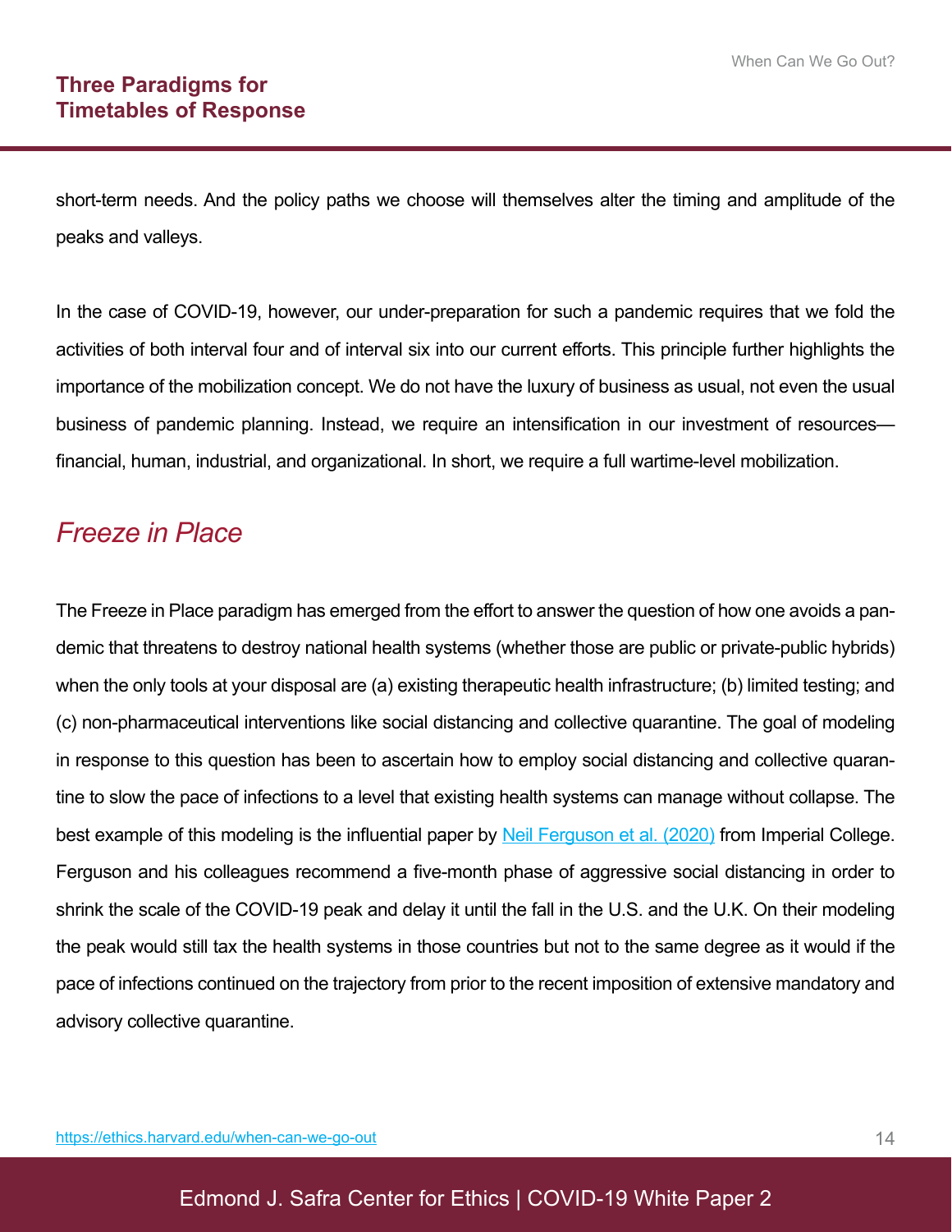short-term needs. And the policy paths we choose will themselves alter the timing and amplitude of the peaks and valleys.

In the case of COVID-19, however, our under-preparation for such a pandemic requires that we fold the activities of both interval four and of interval six into our current efforts. This principle further highlights the importance of the mobilization concept. We do not have the luxury of business as usual, not even the usual business of pandemic planning. Instead, we require an intensification in our investment of resources—financial, human, industrial, and organizational. In short, we require a full wartime-level mobilization.

## *Freeze in Place*

The Freeze in Place paradigm has emerged from the effort to answer the question of how one avoids a pandemic that threatens to destroy national health systems (whether those are public or private-public hybrids) when the only tools at your disposal are (a) existing therapeutic health infrastructure; (b) limited testing; and (c) non-pharmaceutical interventions like social distancing and collective quarantine. The goal of modeling in response to this question has been to ascertain how to employ social distancing and collective quarantine to slow the pace of infections to a level that existing health systems can manage without collapse. The best example of this modeling is the influential paper by [Neil Ferguson et al. (2020)]() from Imperial College. Ferguson and his colleagues recommend a five-month phase of aggressive social distancing in order to shrink the scale of the COVID-19 peak and delay it until the fall in the U.S. and the U.K. On their modeling the peak would still tax the health systems in those countries but not to the same degree as it would if the pace of infections continued on the trajectory from prior to the recent imposition of extensive mandatory and advisory collective quarantine.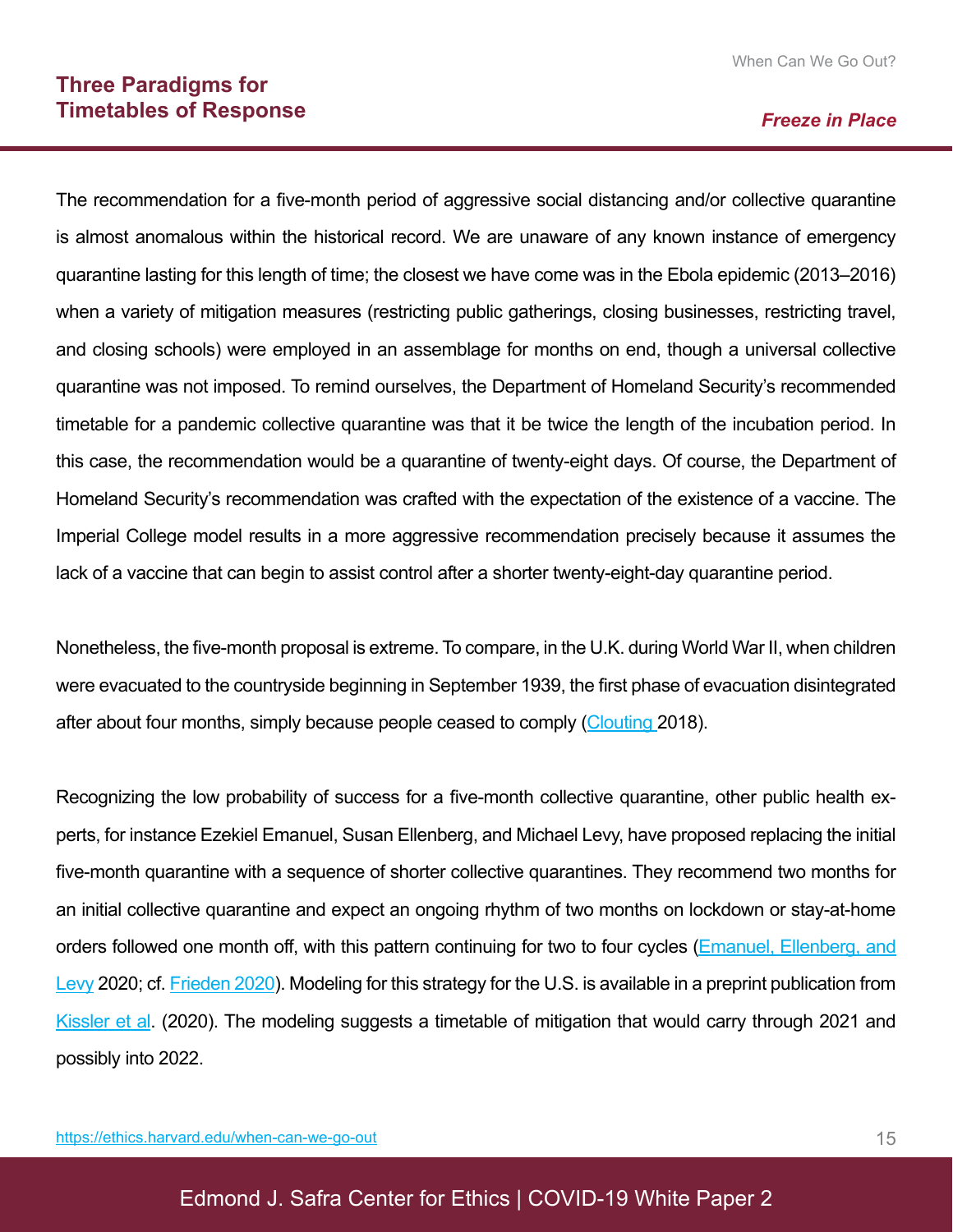The recommendation for a five-month period of aggressive social distancing and/or collective quarantine is almost anomalous within the historical record. We are unaware of any known instance of emergency quarantine lasting for this length of time; the closest we have come was in the Ebola epidemic (2013–2016) when a variety of mitigation measures (restricting public gatherings, closing businesses, restricting travel, and closing schools) were employed in an assemblage for months on end, though a universal collective quarantine was not imposed. To remind ourselves, the Department of Homeland Security's recommended timetable for a pandemic collective quarantine was that it be twice the length of the incubation period. In this case, the recommendation would be a quarantine of twenty-eight days. Of course, the Department of Homeland Security's recommendation was crafted with the expectation of the existence of a vaccine. The Imperial College model results in a more aggressive recommendation precisely because it assumes the lack of a vaccine that can begin to assist control after a shorter twenty-eight-day quarantine period.

Nonetheless, the five-month proposal is extreme. To compare, in the U.K. during World War II, when children were evacuated to the countryside beginning in September 1939, the first phase of evacuation disintegrated after about four months, simply because people ceased to comply (Clouting 2018).

Recognizing the low probability of success for a five-month collective quarantine, other public health experts, for instance Ezekiel Emanuel, Susan Ellenberg, and Michael Levy, have proposed replacing the initial five-month quarantine with a sequence of shorter collective quarantines. They recommend two months for an initial collective quarantine and expect an ongoing rhythm of two months on lockdown or stay-at-home orders followed one month off, with this pattern continuing for two to four cycles (Emanuel, Ellenberg, and Levy 2020; cf. Frieden 2020). Modeling for this strategy for the U.S. is available in a preprint publication from Kissler et al. (2020). The modeling suggests a timetable of mitigation that would carry through 2021 and possibly into 2022.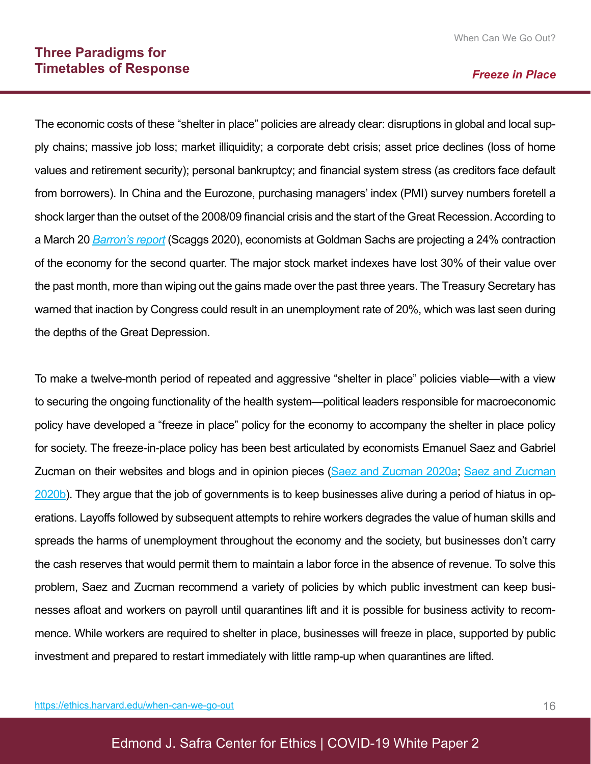The economic costs of these “shelter in place” policies are already clear: disruptions in global and local supply chains; massive job loss; market illiquidity; a corporate debt crisis; asset price declines (loss of home values and retirement security); personal bankruptcy; and financial system stress (as creditors face default from borrowers). In China and the Eurozone, purchasing managers’ index (PMI) survey numbers foretell a shock larger than the outset of the 2008/09 financial crisis and the start of the Great Recession. According to a March 20 *Barron’s report* (Scaggs 2020), economists at Goldman Sachs are projecting a 24% contraction of the economy for the second quarter. The major stock market indexes have lost 30% of their value over the past month, more than wiping out the gains made over the past three years. The Treasury Secretary has warned that inaction by Congress could result in an unemployment rate of 20%, which was last seen during the depths of the Great Depression.

To make a twelve-month period of repeated and aggressive “shelter in place” policies viable—with a view to securing the ongoing functionality of the health system—political leaders responsible for macroeconomic policy have developed a “freeze in place” policy for the economy to accompany the shelter in place policy for society. The freeze-in-place policy has been best articulated by economists Emanuel Saez and Gabriel Zucman on their websites and blogs and in opinion pieces (Saez and Zucman 2020a; Saez and Zucman 2020b). They argue that the job of governments is to keep businesses alive during a period of hiatus in operations. Layoffs followed by subsequent attempts to rehire workers degrades the value of human skills and spreads the harms of unemployment throughout the economy and the society, but businesses don’t carry the cash reserves that would permit them to maintain a labor force in the absence of revenue. To solve this problem, Saez and Zucman recommend a variety of policies by which public investment can keep businesses afloat and workers on payroll until quarantines lift and it is possible for business activity to recommence. While workers are required to shelter in place, businesses will freeze in place, supported by public investment and prepared to restart immediately with little ramp-up when quarantines are lifted.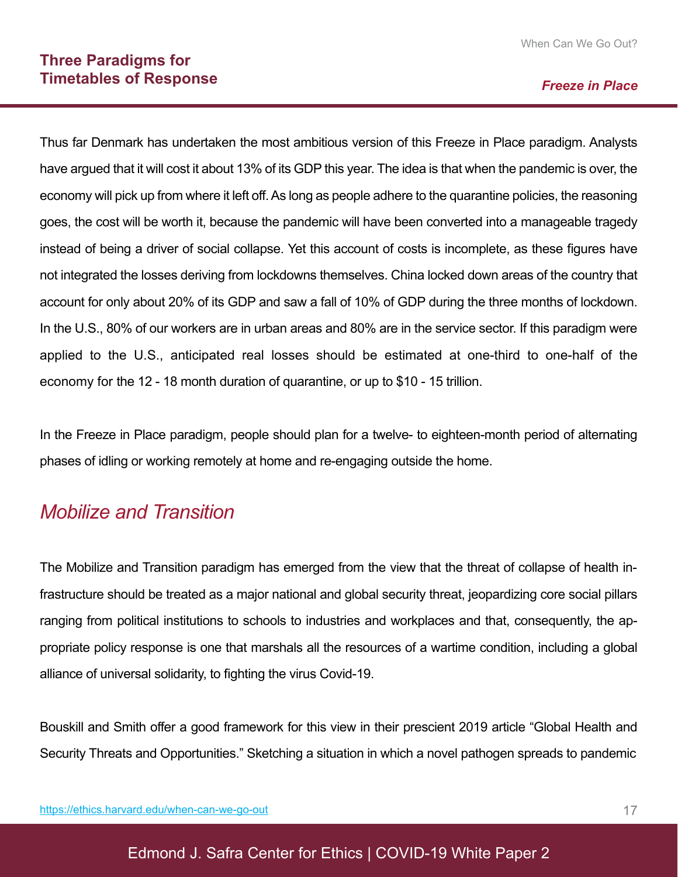Thus far Denmark has undertaken the most ambitious version of this Freeze in Place paradigm. Analysts have argued that it will cost it about 13% of its GDP this year. The idea is that when the pandemic is over, the economy will pick up from where it left off. As long as people adhere to the quarantine policies, the reasoning goes, the cost will be worth it, because the pandemic will have been converted into a manageable tragedy instead of being a driver of social collapse. Yet this account of costs is incomplete, as these figures have not integrated the losses deriving from lockdowns themselves. China locked down areas of the country that account for only about 20% of its GDP and saw a fall of 10% of GDP during the three months of lockdown. In the U.S., 80% of our workers are in urban areas and 80% are in the service sector. If this paradigm were applied to the U.S., anticipated real losses should be estimated at one-third to one-half of the economy for the 12 - 18 month duration of quarantine, or up to $10 - 15 trillion.

In the Freeze in Place paradigm, people should plan for a twelve- to eighteen-month period of alternating phases of idling or working remotely at home and re-engaging outside the home.

## *Mobilize and Transition*

The Mobilize and Transition paradigm has emerged from the view that the threat of collapse of health infrastructure should be treated as a major national and global security threat, jeopardizing core social pillars ranging from political institutions to schools to industries and workplaces and that, consequently, the appropriate policy response is one that marshals all the resources of a wartime condition, including a global alliance of universal solidarity, to fighting the virus Covid-19.

Bouskill and Smith offer a good framework for this view in their prescient 2019 article "Global Health and Security Threats and Opportunities." Sketching a situation in which a novel pathogen spreads to pandemic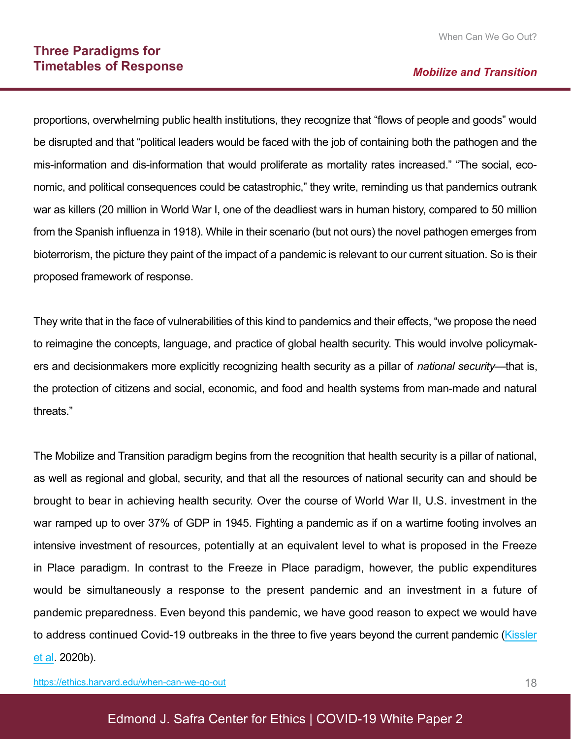proportions, overwhelming public health institutions, they recognize that “flows of people and goods” would be disrupted and that “political leaders would be faced with the job of containing both the pathogen and the mis-information and dis-information that would proliferate as mortality rates increased.” “The social, economic, and political consequences could be catastrophic,” they write, reminding us that pandemics outrank war as killers (20 million in World War I, one of the deadliest wars in human history, compared to 50 million from the Spanish influenza in 1918). While in their scenario (but not ours) the novel pathogen emerges from bioterrorism, the picture they paint of the impact of a pandemic is relevant to our current situation. So is their proposed framework of response.

They write that in the face of vulnerabilities of this kind to pandemics and their effects, “we propose the need to reimagine the concepts, language, and practice of global health security. This would involve policymakers and decisionmakers more explicitly recognizing health security as a pillar of *national security*—that is, the protection of citizens and social, economic, and food and health systems from man-made and natural threats.”

The Mobilize and Transition paradigm begins from the recognition that health security is a pillar of national, as well as regional and global, security, and that all the resources of national security can and should be brought to bear in achieving health security. Over the course of World War II, U.S. investment in the war ramped up to over 37% of GDP in 1945. Fighting a pandemic as if on a wartime footing involves an intensive investment of resources, potentially at an equivalent level to what is proposed in the Freeze in Place paradigm. In contrast to the Freeze in Place paradigm, however, the public expenditures would be simultaneously a response to the present pandemic and an investment in a future of pandemic preparedness. Even beyond this pandemic, we have good reason to expect we would have to address continued Covid-19 outbreaks in the three to five years beyond the current pandemic (Kissler et al. 2020b).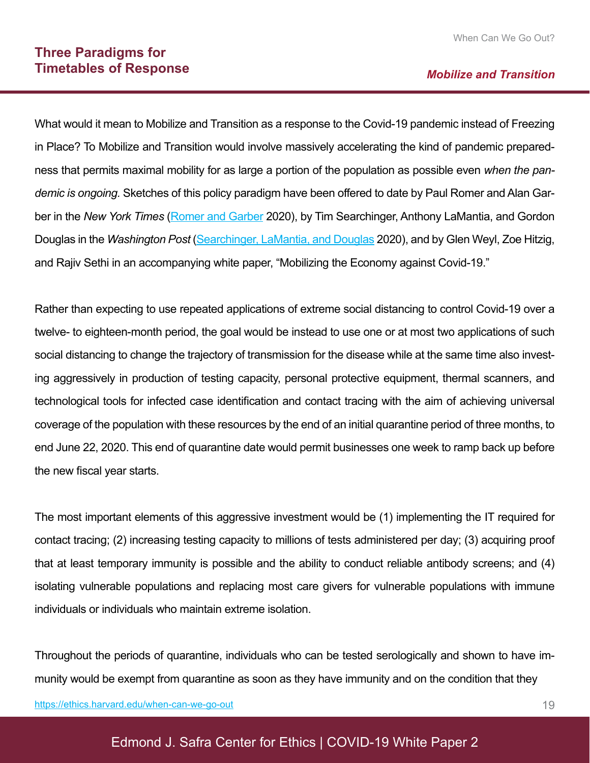What would it mean to Mobilize and Transition as a response to the Covid-19 pandemic instead of Freezing in Place? To Mobilize and Transition would involve massively accelerating the kind of pandemic preparedness that permits maximal mobility for as large a portion of the population as possible even *when the pandemic is ongoing.* Sketches of this policy paradigm have been offered to date by Paul Romer and Alan Garber in the *New York Times* (Romer and Garber 2020), by Tim Searchinger, Anthony LaMantia, and Gordon Douglas in the *Washington Post* (Searchinger, LaMantia, and Douglas 2020), and by Glen Weyl, Zoe Hitzig, and Rajiv Sethi in an accompanying white paper, "Mobilizing the Economy against Covid-19."

Rather than expecting to use repeated applications of extreme social distancing to control Covid-19 over a twelve- to eighteen-month period, the goal would be instead to use one or at most two applications of such social distancing to change the trajectory of transmission for the disease while at the same time also investing aggressively in production of testing capacity, personal protective equipment, thermal scanners, and technological tools for infected case identification and contact tracing with the aim of achieving universal coverage of the population with these resources by the end of an initial quarantine period of three months, to end June 22, 2020. This end of quarantine date would permit businesses one week to ramp back up before the new fiscal year starts.

The most important elements of this aggressive investment would be (1) implementing the IT required for contact tracing; (2) increasing testing capacity to millions of tests administered per day; (3) acquiring proof that at least temporary immunity is possible and the ability to conduct reliable antibody screens; and (4) isolating vulnerable populations and replacing most care givers for vulnerable populations with immune individuals or individuals who maintain extreme isolation.

Throughout the periods of quarantine, individuals who can be tested serologically and shown to have immunity would be exempt from quarantine as soon as they have immunity and on the condition that they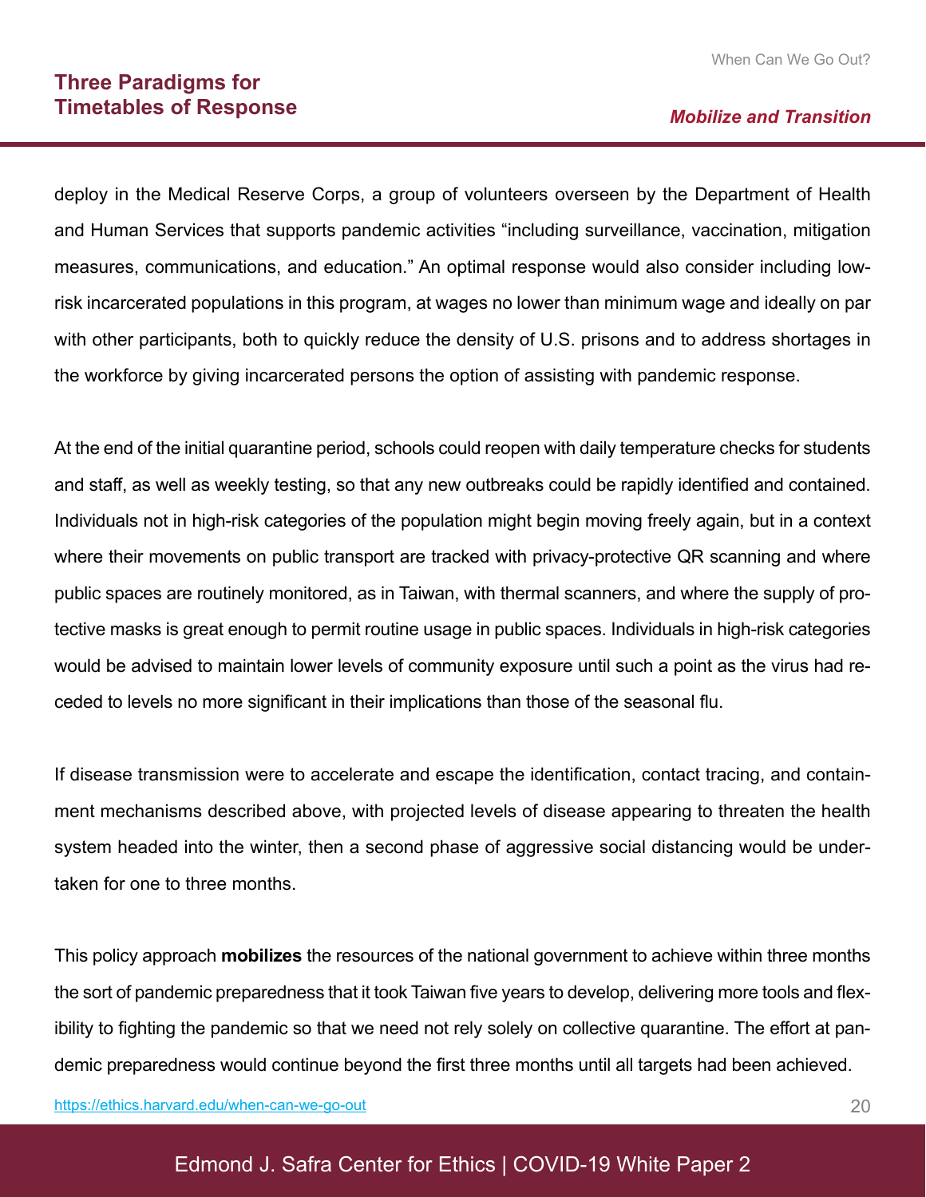deploy in the Medical Reserve Corps, a group of volunteers overseen by the Department of Health and Human Services that supports pandemic activities "including surveillance, vaccination, mitigation measures, communications, and education." An optimal response would also consider including low-risk incarcerated populations in this program, at wages no lower than minimum wage and ideally on par with other participants, both to quickly reduce the density of U.S. prisons and to address shortages in the workforce by giving incarcerated persons the option of assisting with pandemic response.

At the end of the initial quarantine period, schools could reopen with daily temperature checks for students and staff, as well as weekly testing, so that any new outbreaks could be rapidly identified and contained. Individuals not in high-risk categories of the population might begin moving freely again, but in a context where their movements on public transport are tracked with privacy-protective QR scanning and where public spaces are routinely monitored, as in Taiwan, with thermal scanners, and where the supply of protective masks is great enough to permit routine usage in public spaces. Individuals in high-risk categories would be advised to maintain lower levels of community exposure until such a point as the virus had receded to levels no more significant in their implications than those of the seasonal flu.

If disease transmission were to accelerate and escape the identification, contact tracing, and containment mechanisms described above, with projected levels of disease appearing to threaten the health system headed into the winter, then a second phase of aggressive social distancing would be undertaken for one to three months.

This policy approach **mobilizes** the resources of the national government to achieve within three months the sort of pandemic preparedness that it took Taiwan five years to develop, delivering more tools and flexibility to fighting the pandemic so that we need not rely solely on collective quarantine. The effort at pandemic preparedness would continue beyond the first three months until all targets had been achieved.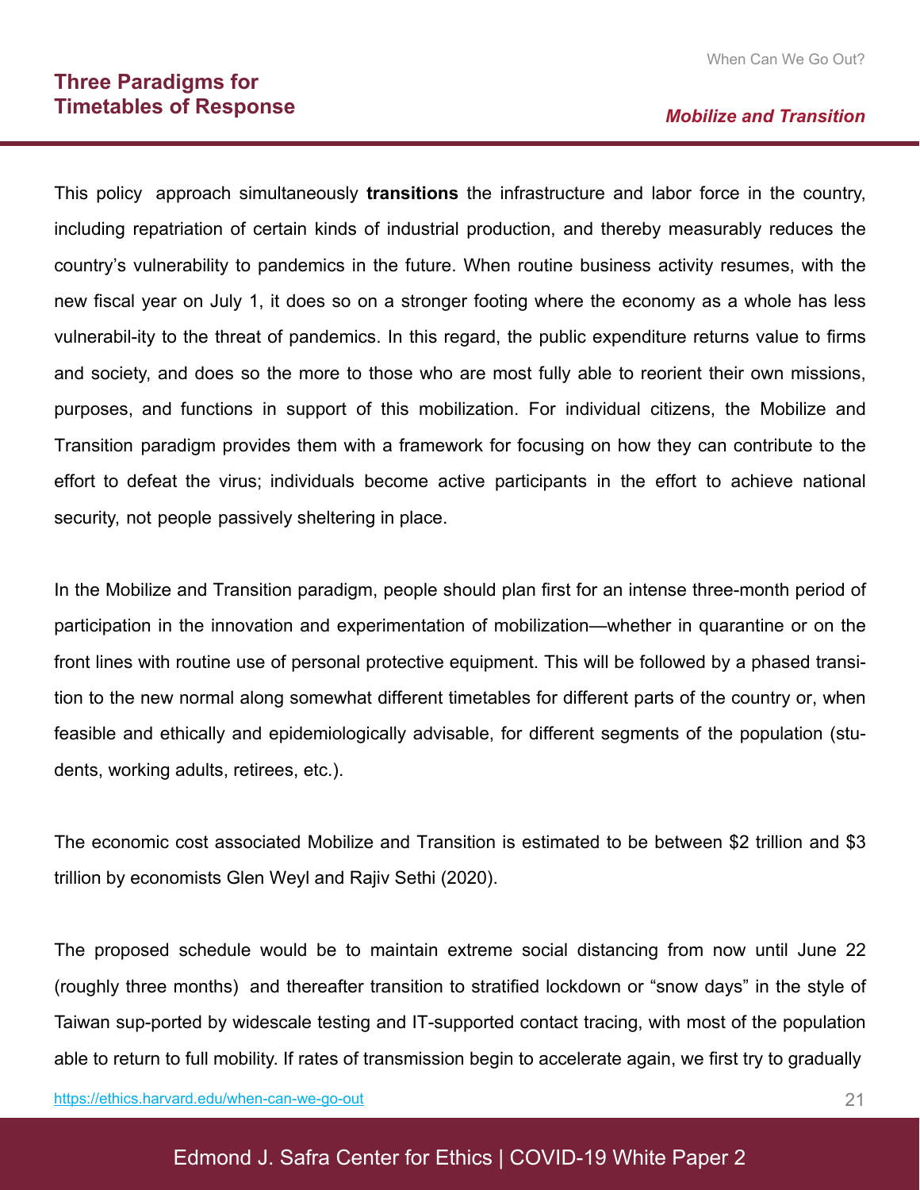This policy approach simultaneously **transitions** the infrastructure and labor force in the country, including repatriation of certain kinds of industrial production, and thereby measurably reduces the country's vulnerability to pandemics in the future. When routine business activity resumes, with the new fiscal year on July 1, it does so on a stronger footing where the economy as a whole has less vulnerabil-ity to the threat of pandemics. In this regard, the public expenditure returns value to firms and society, and does so the more to those who are most fully able to reorient their own missions, purposes, and functions in support of this mobilization. For individual citizens, the Mobilize and Transition paradigm provides them with a framework for focusing on how they can contribute to the effort to defeat the virus; individuals become active participants in the effort to achieve national security, not people passively sheltering in place.

In the Mobilize and Transition paradigm, people should plan first for an intense three-month period of participation in the innovation and experimentation of mobilization—whether in quarantine or on the front lines with routine use of personal protective equipment. This will be followed by a phased transition to the new normal along somewhat different timetables for different parts of the country or, when feasible and ethically and epidemiologically advisable, for different segments of the population (students, working adults, retirees, etc.).

The economic cost associated Mobilize and Transition is estimated to be between $2 trillion and $3 trillion by economists Glen Weyl and Rajiv Sethi (2020).

The proposed schedule would be to maintain extreme social distancing from now until June 22 (roughly three months) and thereafter transition to stratified lockdown or "snow days" in the style of Taiwan sup-ported by widescale testing and IT-supported contact tracing, with most of the population able to return to full mobility. If rates of transmission begin to accelerate again, we first try to gradually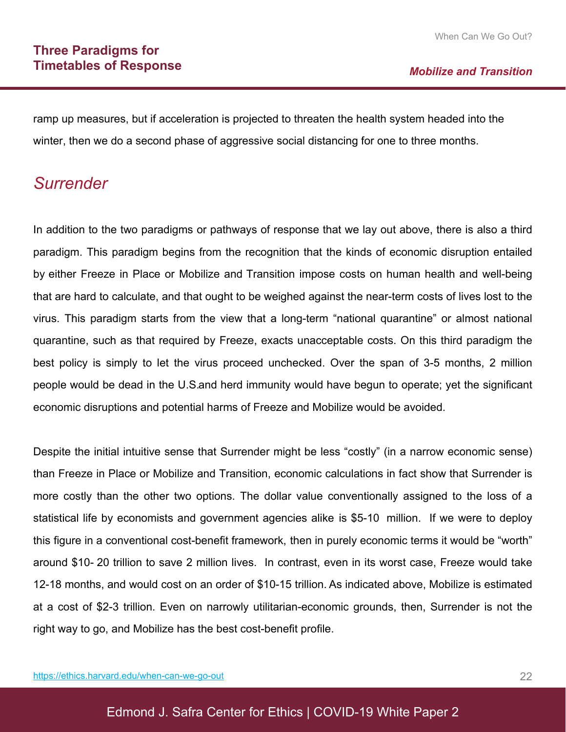ramp up measures, but if acceleration is projected to threaten the health system headed into the winter, then we do a second phase of aggressive social distancing for one to three months.

## *Surrender*

In addition to the two paradigms or pathways of response that we lay out above, there is also a third paradigm. This paradigm begins from the recognition that the kinds of economic disruption entailed by either Freeze in Place or Mobilize and Transition impose costs on human health and well-being that are hard to calculate, and that ought to be weighed against the near-term costs of lives lost to the virus. This paradigm starts from the view that a long-term "national quarantine" or almost national quarantine, such as that required by Freeze, exacts unacceptable costs. On this third paradigm the best policy is simply to let the virus proceed unchecked. Over the span of 3-5 months, 2 million people would be dead in the U.S.and herd immunity would have begun to operate; yet the significant economic disruptions and potential harms of Freeze and Mobilize would be avoided.

Despite the initial intuitive sense that Surrender might be less "costly" (in a narrow economic sense) than Freeze in Place or Mobilize and Transition, economic calculations in fact show that Surrender is more costly than the other two options. The dollar value conventionally assigned to the loss of a statistical life by economists and government agencies alike is $5-10 million. If we were to deploy this figure in a conventional cost-benefit framework, then in purely economic terms it would be "worth" around $10- 20 trillion to save 2 million lives. In contrast, even in its worst case, Freeze would take 12-18 months, and would cost on an order of $10-15 trillion. As indicated above, Mobilize is estimated at a cost of $2-3 trillion. Even on narrowly utilitarian-economic grounds, then, Surrender is not the right way to go, and Mobilize has the best cost-benefit profile.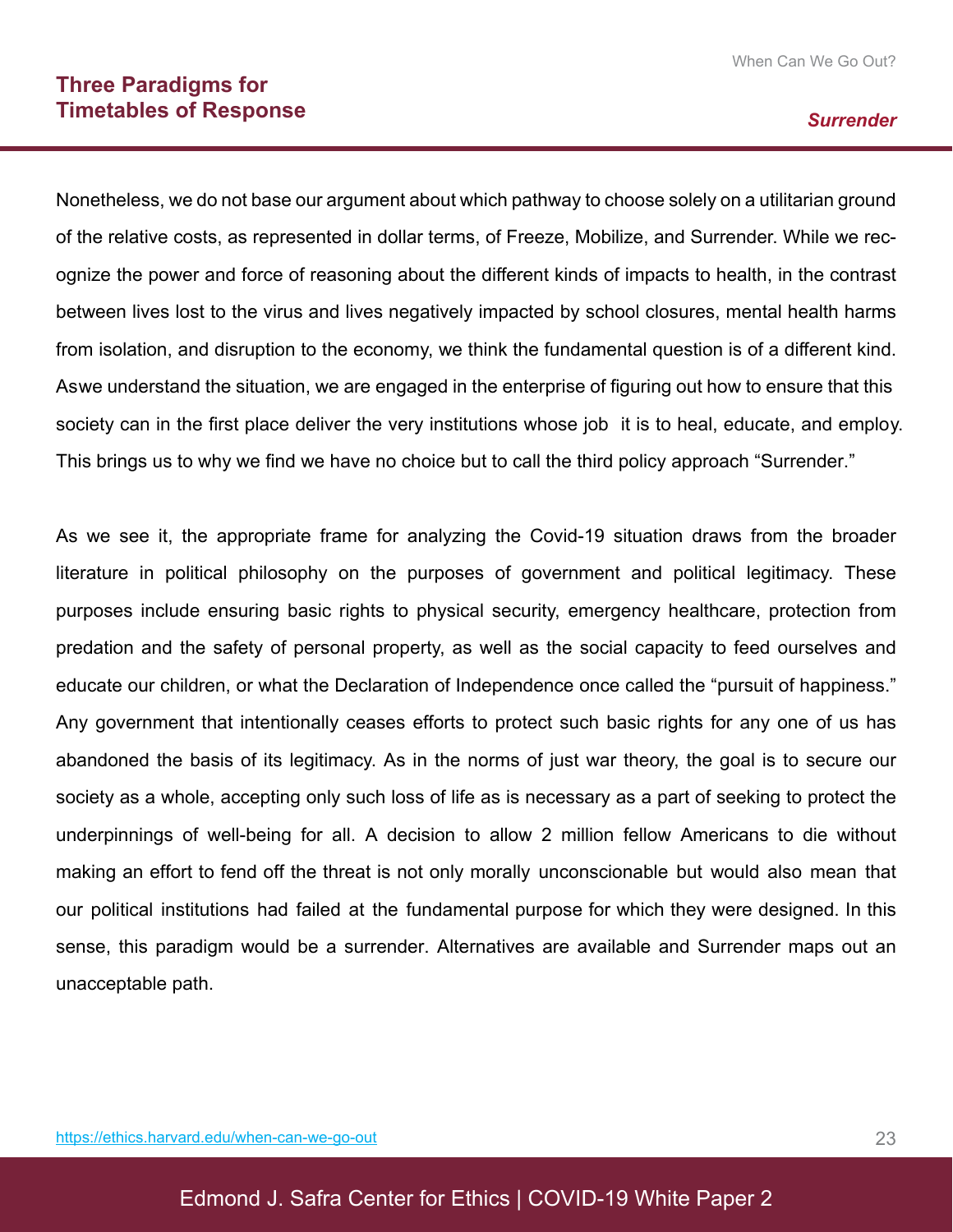Nonetheless, we do not base our argument about which pathway to choose solely on a utilitarian ground of the relative costs, as represented in dollar terms, of Freeze, Mobilize, and Surrender. While we recognize the power and force of reasoning about the different kinds of impacts to health, in the contrast between lives lost to the virus and lives negatively impacted by school closures, mental health harms from isolation, and disruption to the economy, we think the fundamental question is of a different kind. Aswe understand the situation, we are engaged in the enterprise of figuring out how to ensure that this society can in the first place deliver the very institutions whose job it is to heal, educate, and employ. This brings us to why we find we have no choice but to call the third policy approach "Surrender."

As we see it, the appropriate frame for analyzing the Covid-19 situation draws from the broader literature in political philosophy on the purposes of government and political legitimacy. These purposes include ensuring basic rights to physical security, emergency healthcare, protection from predation and the safety of personal property, as well as the social capacity to feed ourselves and educate our children, or what the Declaration of Independence once called the "pursuit of happiness." Any government that intentionally ceases efforts to protect such basic rights for any one of us has abandoned the basis of its legitimacy. As in the norms of just war theory, the goal is to secure our society as a whole, accepting only such loss of life as is necessary as a part of seeking to protect the underpinnings of well-being for all. A decision to allow 2 million fellow Americans to die without making an effort to fend off the threat is not only morally unconscionable but would also mean that our political institutions had failed at the fundamental purpose for which they were designed. In this sense, this paradigm would be a surrender. Alternatives are available and Surrender maps out an unacceptable path.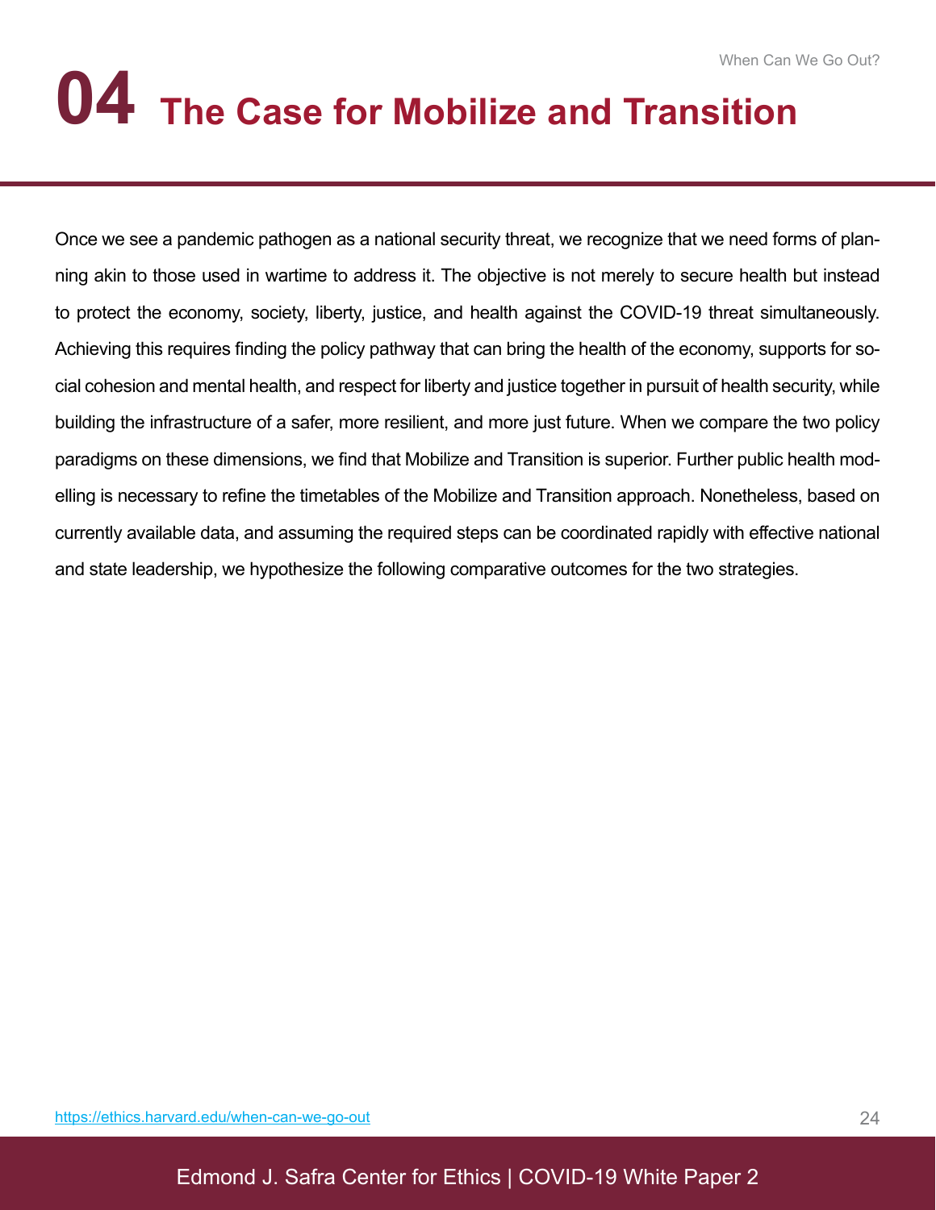# 04 The Case for Mobilize and Transition

Once we see a pandemic pathogen as a national security threat, we recognize that we need forms of planning akin to those used in wartime to address it. The objective is not merely to secure health but instead to protect the economy, society, liberty, justice, and health against the COVID-19 threat simultaneously. Achieving this requires finding the policy pathway that can bring the health of the economy, supports for social cohesion and mental health, and respect for liberty and justice together in pursuit of health security, while building the infrastructure of a safer, more resilient, and more just future. When we compare the two policy paradigms on these dimensions, we find that Mobilize and Transition is superior. Further public health modelling is necessary to refine the timetables of the Mobilize and Transition approach. Nonetheless, based on currently available data, and assuming the required steps can be coordinated rapidly with effective national and state leadership, we hypothesize the following comparative outcomes for the two strategies.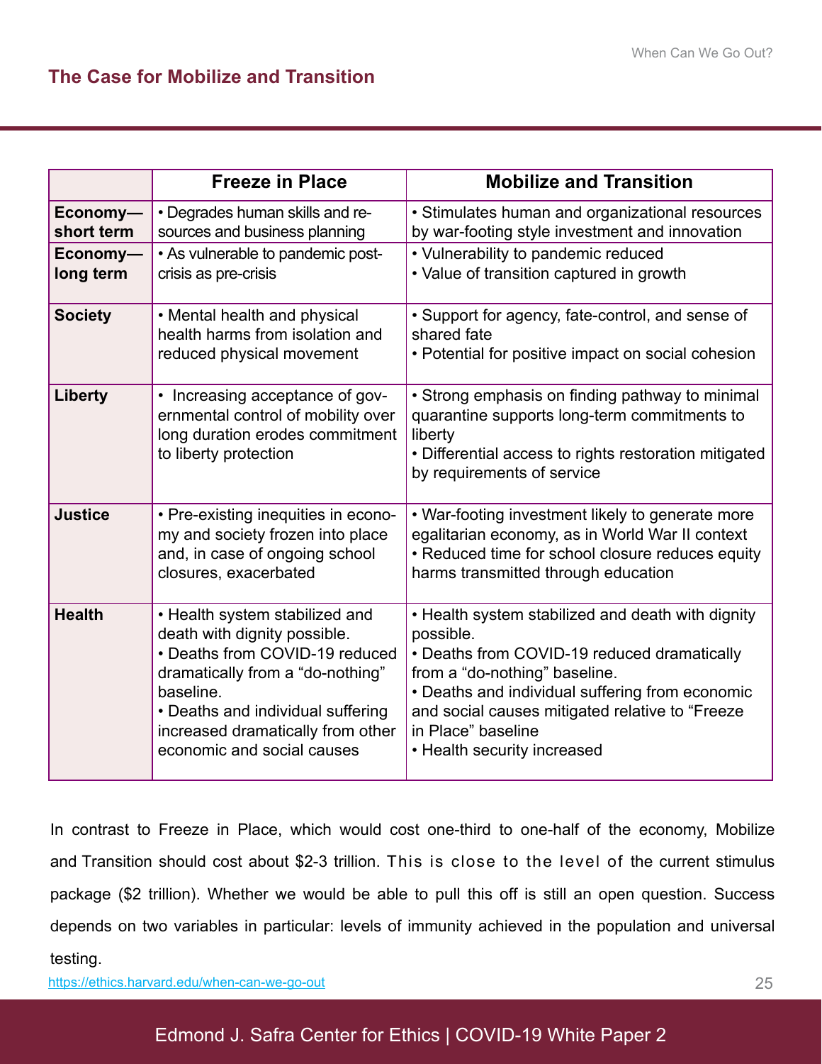## The Case for Mobilize and Transition

| | Freeze in Place | Mobilize and Transition |
|---|---|---|
| **Economy—short term** | • Degrades human skills and resources and business planning | • Stimulates human and organizational resources by war-footing style investment and innovation |
| **Economy—long term** | • As vulnerable to pandemic post-crisis as pre-crisis | • Vulnerability to pandemic reduced<br>• Value of transition captured in growth |
| **Society** | • Mental health and physical health harms from isolation and reduced physical movement | • Support for agency, fate-control, and sense of shared fate<br>• Potential for positive impact on social cohesion |
| **Liberty** | • Increasing acceptance of governmental control of mobility over long duration erodes commitment to liberty protection | • Strong emphasis on finding pathway to minimal quarantine supports long-term commitments to liberty<br>• Differential access to rights restoration mitigated by requirements of service |
| **Justice** | • Pre-existing inequities in economy and society frozen into place and, in case of ongoing school closures, exacerbated | • War-footing investment likely to generate more egalitarian economy, as in World War II context<br>• Reduced time for school closure reduces equity harms transmitted through education |
| **Health** | • Health system stabilized and death with dignity possible.<br>• Deaths from COVID-19 reduced dramatically from a "do-nothing" baseline.<br>• Deaths and individual suffering increased dramatically from other economic and social causes | • Health system stabilized and death with dignity possible.<br>• Deaths from COVID-19 reduced dramatically from a "do-nothing" baseline.<br>• Deaths and individual suffering from economic and social causes mitigated relative to "Freeze in Place" baseline<br>• Health security increased |

In contrast to Freeze in Place, which would cost one-third to one-half of the economy, Mobilize and Transition should cost about $2-3 trillion. This is close to the level of the current stimulus package ($2 trillion). Whether we would be able to pull this off is still an open question. Success depends on two variables in particular: levels of immunity achieved in the population and universal testing.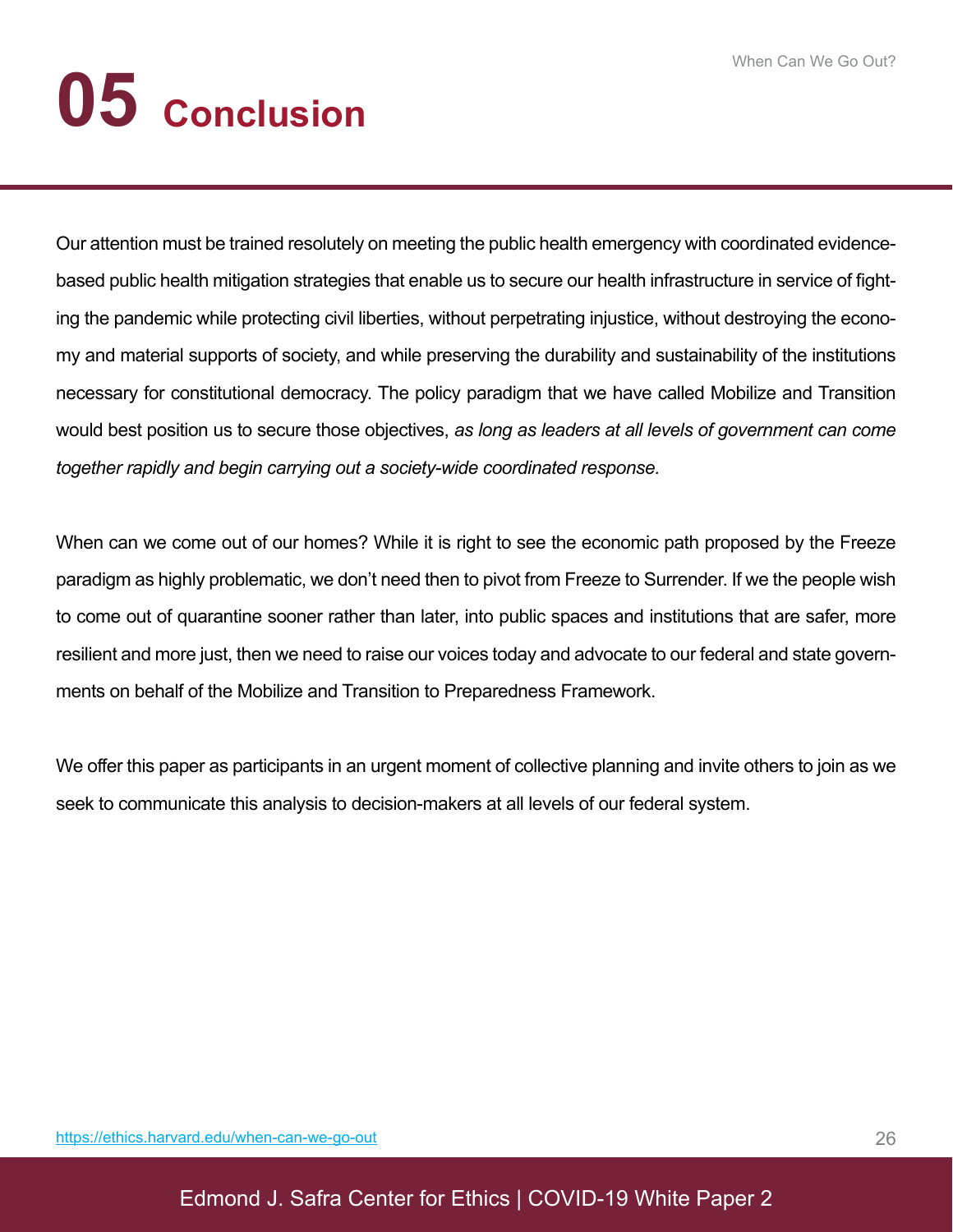# 05 Conclusion

Our attention must be trained resolutely on meeting the public health emergency with coordinated evidence-based public health mitigation strategies that enable us to secure our health infrastructure in service of fighting the pandemic while protecting civil liberties, without perpetrating injustice, without destroying the economy and material supports of society, and while preserving the durability and sustainability of the institutions necessary for constitutional democracy. The policy paradigm that we have called Mobilize and Transition would best position us to secure those objectives, *as long as leaders at all levels of government can come together rapidly and begin carrying out a society-wide coordinated response.*

When can we come out of our homes? While it is right to see the economic path proposed by the Freeze paradigm as highly problematic, we don't need then to pivot from Freeze to Surrender. If we the people wish to come out of quarantine sooner rather than later, into public spaces and institutions that are safer, more resilient and more just, then we need to raise our voices today and advocate to our federal and state governments on behalf of the Mobilize and Transition to Preparedness Framework.

We offer this paper as participants in an urgent moment of collective planning and invite others to join as we seek to communicate this analysis to decision-makers at all levels of our federal system.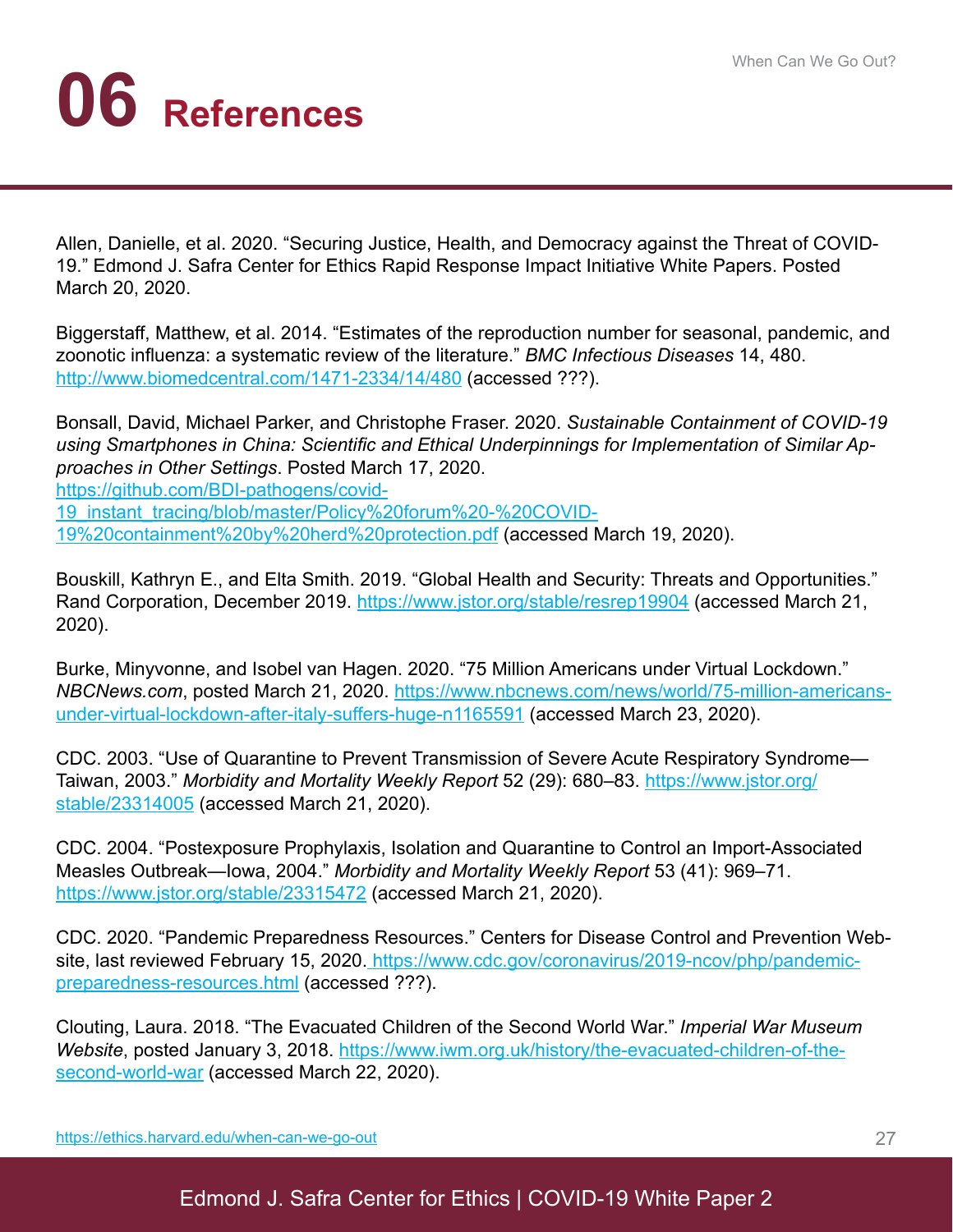# 06 References

Allen, Danielle, et al. 2020. "Securing Justice, Health, and Democracy against the Threat of COVID-19." Edmond J. Safra Center for Ethics Rapid Response Impact Initiative White Papers. Posted March 20, 2020.

Biggerstaff, Matthew, et al. 2014. "Estimates of the reproduction number for seasonal, pandemic, and zoonotic influenza: a systematic review of the literature." *BMC Infectious Diseases* 14, 480. http://www.biomedcentral.com/1471-2334/14/480 (accessed ???).

Bonsall, David, Michael Parker, and Christophe Fraser. 2020. *Sustainable Containment of COVID-19 using Smartphones in China: Scientific and Ethical Underpinnings for Implementation of Similar Approaches in Other Settings*. Posted March 17, 2020. https://github.com/BDI-pathogens/covid-19_instant_tracing/blob/master/Policy%20forum%20-%20COVID-19%20containment%20by%20herd%20protection.pdf (accessed March 19, 2020).

Bouskill, Kathryn E., and Elta Smith. 2019. "Global Health and Security: Threats and Opportunities." Rand Corporation, December 2019. https://www.jstor.org/stable/resrep19904 (accessed March 21, 2020).

Burke, Minyvonne, and Isobel van Hagen. 2020. "75 Million Americans under Virtual Lockdown." *NBCNews.com*, posted March 21, 2020. https://www.nbcnews.com/news/world/75-million-americans-under-virtual-lockdown-after-italy-suffers-huge-n1165591 (accessed March 23, 2020).

CDC. 2003. "Use of Quarantine to Prevent Transmission of Severe Acute Respiratory Syndrome—Taiwan, 2003." *Morbidity and Mortality Weekly Report* 52 (29): 680–83. https://www.jstor.org/stable/23314005 (accessed March 21, 2020).

CDC. 2004. "Postexposure Prophylaxis, Isolation and Quarantine to Control an Import-Associated Measles Outbreak—Iowa, 2004." *Morbidity and Mortality Weekly Report* 53 (41): 969–71. https://www.jstor.org/stable/23315472 (accessed March 21, 2020).

CDC. 2020. "Pandemic Preparedness Resources." Centers for Disease Control and Prevention Website, last reviewed February 15, 2020. https://www.cdc.gov/coronavirus/2019-ncov/php/pandemic-preparedness-resources.html (accessed ???).

Clouting, Laura. 2018. "The Evacuated Children of the Second World War." *Imperial War Museum Website*, posted January 3, 2018. https://www.iwm.org.uk/history/the-evacuated-children-of-the-second-world-war (accessed March 22, 2020).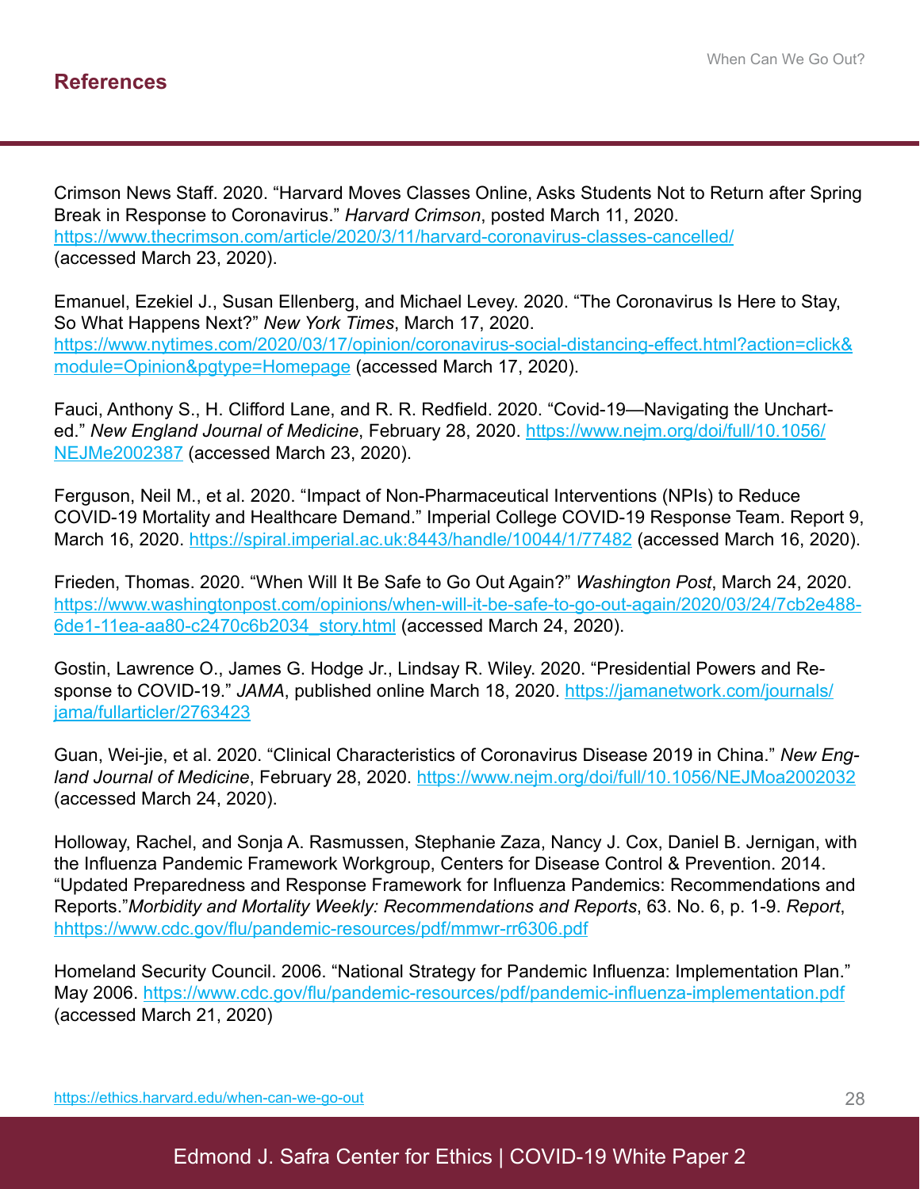## References

Crimson News Staff. 2020. “Harvard Moves Classes Online, Asks Students Not to Return after Spring Break in Response to Coronavirus.” *Harvard Crimson*, posted March 11, 2020. https://www.thecrimson.com/article/2020/3/11/harvard-coronavirus-classes-cancelled/ (accessed March 23, 2020).

Emanuel, Ezekiel J., Susan Ellenberg, and Michael Levey. 2020. “The Coronavirus Is Here to Stay, So What Happens Next?” *New York Times*, March 17, 2020. https://www.nytimes.com/2020/03/17/opinion/coronavirus-social-distancing-effect.html?action=click&module=Opinion&pgtype=Homepage (accessed March 17, 2020).

Fauci, Anthony S., H. Clifford Lane, and R. R. Redfield. 2020. “Covid-19—Navigating the Uncharted.” *New England Journal of Medicine*, February 28, 2020. https://www.nejm.org/doi/full/10.1056/NEJMe2002387 (accessed March 23, 2020).

Ferguson, Neil M., et al. 2020. “Impact of Non-Pharmaceutical Interventions (NPIs) to Reduce COVID-19 Mortality and Healthcare Demand.” Imperial College COVID-19 Response Team. Report 9, March 16, 2020. https://spiral.imperial.ac.uk:8443/handle/10044/1/77482 (accessed March 16, 2020).

Frieden, Thomas. 2020. “When Will It Be Safe to Go Out Again?” *Washington Post*, March 24, 2020. https://www.washingtonpost.com/opinions/when-will-it-be-safe-to-go-out-again/2020/03/24/7cb2e488-6de1-11ea-aa80-c2470c6b2034_story.html (accessed March 24, 2020).

Gostin, Lawrence O., James G. Hodge Jr., Lindsay R. Wiley. 2020. “Presidential Powers and Response to COVID-19.” *JAMA*, published online March 18, 2020. https://jamanetwork.com/journals/jama/fullarticler/2763423

Guan, Wei-jie, et al. 2020. “Clinical Characteristics of Coronavirus Disease 2019 in China.” *New England Journal of Medicine*, February 28, 2020. https://www.nejm.org/doi/full/10.1056/NEJMoa2002032 (accessed March 24, 2020).

Holloway, Rachel, and Sonja A. Rasmussen, Stephanie Zaza, Nancy J. Cox, Daniel B. Jernigan, with the Influenza Pandemic Framework Workgroup, Centers for Disease Control & Prevention. 2014. “Updated Preparedness and Response Framework for Influenza Pandemics: Recommendations and Reports.”*Morbidity and Mortality Weekly: Recommendations and Reports*, 63. No. 6, p. 1-9. *Report*, hhttps://www.cdc.gov/flu/pandemic-resources/pdf/mmwr-rr6306.pdf

Homeland Security Council. 2006. “National Strategy for Pandemic Influenza: Implementation Plan.” May 2006. https://www.cdc.gov/flu/pandemic-resources/pdf/pandemic-influenza-implementation.pdf (accessed March 21, 2020)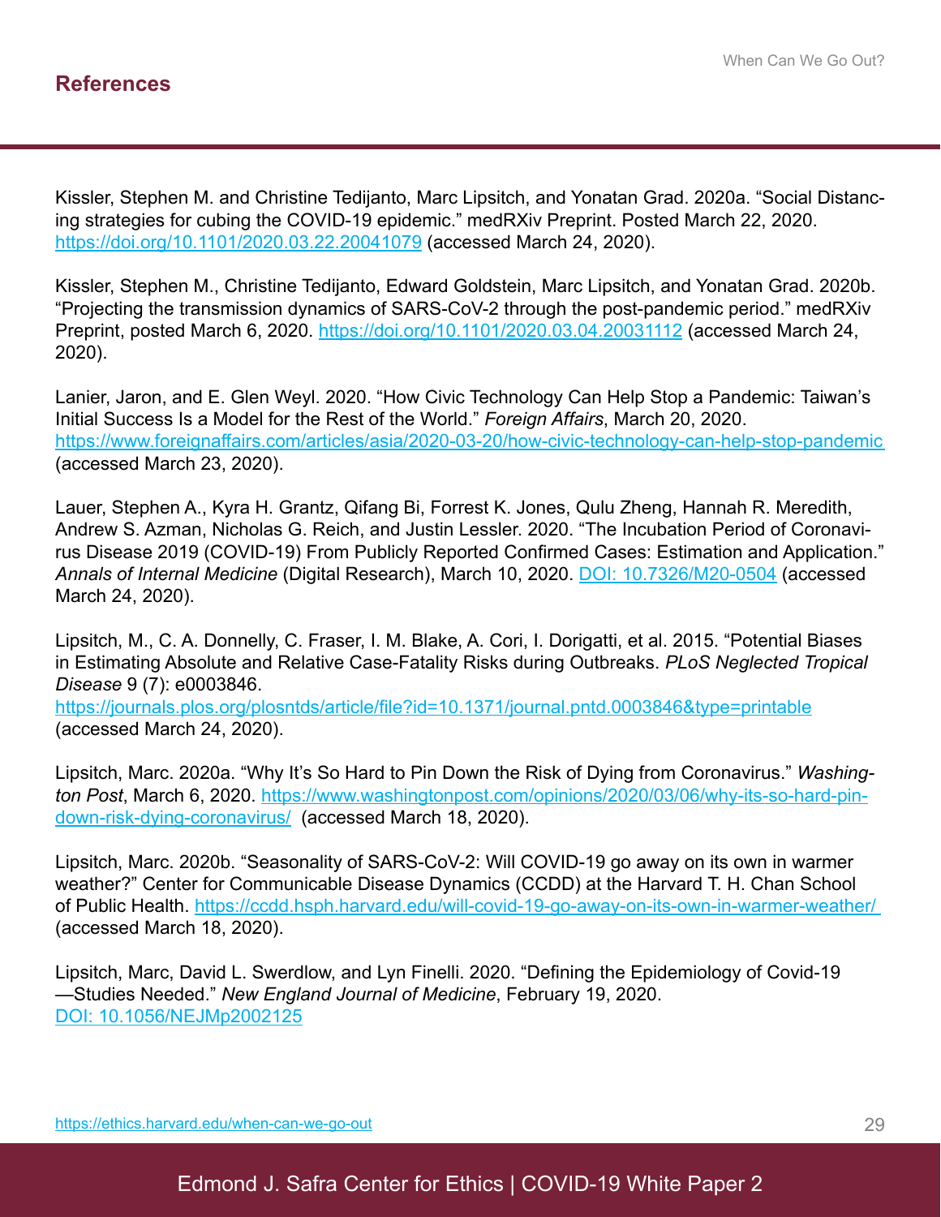## References

Kissler, Stephen M. and Christine Tedijanto, Marc Lipsitch, and Yonatan Grad. 2020a. "Social Distancing strategies for cubing the COVID-19 epidemic." medRXiv Preprint. Posted March 22, 2020. https://doi.org/10.1101/2020.03.22.20041079 (accessed March 24, 2020).

Kissler, Stephen M., Christine Tedijanto, Edward Goldstein, Marc Lipsitch, and Yonatan Grad. 2020b. "Projecting the transmission dynamics of SARS-CoV-2 through the post-pandemic period." medRXiv Preprint, posted March 6, 2020. https://doi.org/10.1101/2020.03.04.20031112 (accessed March 24, 2020).

Lanier, Jaron, and E. Glen Weyl. 2020. "How Civic Technology Can Help Stop a Pandemic: Taiwan's Initial Success Is a Model for the Rest of the World." *Foreign Affairs*, March 20, 2020. https://www.foreignaffairs.com/articles/asia/2020-03-20/how-civic-technology-can-help-stop-pandemic (accessed March 23, 2020).

Lauer, Stephen A., Kyra H. Grantz, Qifang Bi, Forrest K. Jones, Qulu Zheng, Hannah R. Meredith, Andrew S. Azman, Nicholas G. Reich, and Justin Lessler. 2020. "The Incubation Period of Coronavirus Disease 2019 (COVID-19) From Publicly Reported Confirmed Cases: Estimation and Application." *Annals of Internal Medicine* (Digital Research), March 10, 2020. DOI: 10.7326/M20-0504 (accessed March 24, 2020).

Lipsitch, M., C. A. Donnelly, C. Fraser, I. M. Blake, A. Cori, I. Dorigatti, et al. 2015. "Potential Biases in Estimating Absolute and Relative Case-Fatality Risks during Outbreaks. *PLoS Neglected Tropical Disease* 9 (7): e0003846.
https://journals.plos.org/plosntds/article/file?id=10.1371/journal.pntd.0003846&type=printable (accessed March 24, 2020).

Lipsitch, Marc. 2020a. "Why It's So Hard to Pin Down the Risk of Dying from Coronavirus." *Washington Post*, March 6, 2020. https://www.washingtonpost.com/opinions/2020/03/06/why-its-so-hard-pin-down-risk-dying-coronavirus/ (accessed March 18, 2020).

Lipsitch, Marc. 2020b. "Seasonality of SARS-CoV-2: Will COVID-19 go away on its own in warmer weather?" Center for Communicable Disease Dynamics (CCDD) at the Harvard T. H. Chan School of Public Health. https://ccdd.hsph.harvard.edu/will-covid-19-go-away-on-its-own-in-warmer-weather/ (accessed March 18, 2020).

Lipsitch, Marc, David L. Swerdlow, and Lyn Finelli. 2020. "Defining the Epidemiology of Covid-19—Studies Needed." *New England Journal of Medicine*, February 19, 2020. DOI: 10.1056/NEJMp2002125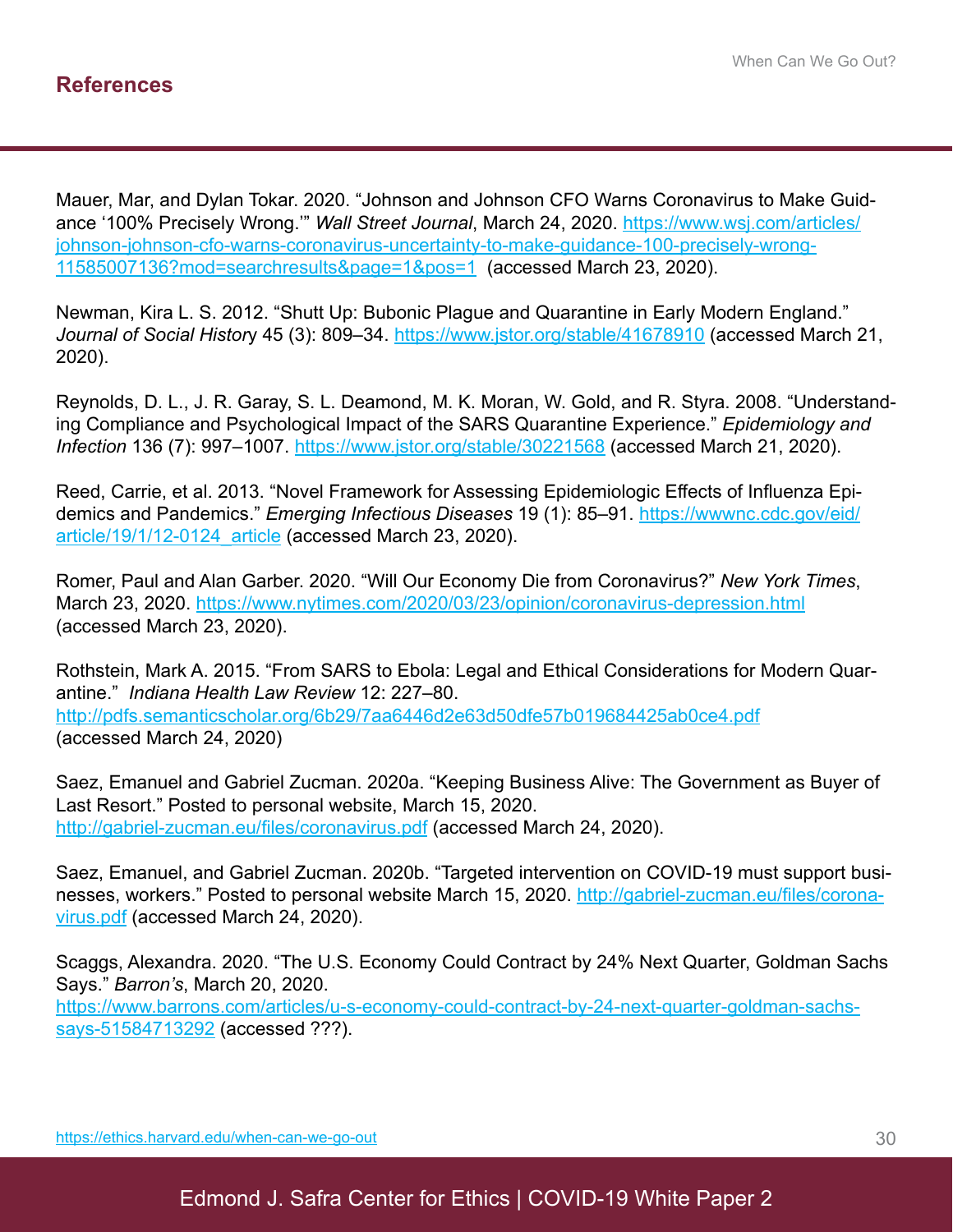## References

Mauer, Mar, and Dylan Tokar. 2020. "Johnson and Johnson CFO Warns Coronavirus to Make Guidance '100% Precisely Wrong.'" *Wall Street Journal*, March 24, 2020. https://www.wsj.com/articles/johnson-johnson-cfo-warns-coronavirus-uncertainty-to-make-guidance-100-precisely-wrong-11585007136?mod=searchresults&page=1&pos=1 (accessed March 23, 2020).

Newman, Kira L. S. 2012. "Shutt Up: Bubonic Plague and Quarantine in Early Modern England." *Journal of Social History* 45 (3): 809–34. https://www.jstor.org/stable/41678910 (accessed March 21, 2020).

Reynolds, D. L., J. R. Garay, S. L. Deamond, M. K. Moran, W. Gold, and R. Styra. 2008. "Understanding Compliance and Psychological Impact of the SARS Quarantine Experience." *Epidemiology and Infection* 136 (7): 997–1007. https://www.jstor.org/stable/30221568 (accessed March 21, 2020).

Reed, Carrie, et al. 2013. "Novel Framework for Assessing Epidemiologic Effects of Influenza Epidemics and Pandemics." *Emerging Infectious Diseases* 19 (1): 85–91. https://wwwnc.cdc.gov/eid/article/19/1/12-0124_article (accessed March 23, 2020).

Romer, Paul and Alan Garber. 2020. "Will Our Economy Die from Coronavirus?" *New York Times*, March 23, 2020. https://www.nytimes.com/2020/03/23/opinion/coronavirus-depression.html (accessed March 23, 2020).

Rothstein, Mark A. 2015. "From SARS to Ebola: Legal and Ethical Considerations for Modern Quarantine." *Indiana Health Law Review* 12: 227–80. http://pdfs.semanticscholar.org/6b29/7aa6446d2e63d50dfe57b019684425ab0ce4.pdf (accessed March 24, 2020)

Saez, Emanuel and Gabriel Zucman. 2020a. "Keeping Business Alive: The Government as Buyer of Last Resort." Posted to personal website, March 15, 2020. http://gabriel-zucman.eu/files/coronavirus.pdf (accessed March 24, 2020).

Saez, Emanuel, and Gabriel Zucman. 2020b. "Targeted intervention on COVID-19 must support businesses, workers." Posted to personal website March 15, 2020. http://gabriel-zucman.eu/files/coronavirus.pdf (accessed March 24, 2020).

Scaggs, Alexandra. 2020. "The U.S. Economy Could Contract by 24% Next Quarter, Goldman Sachs Says." *Barron's*, March 20, 2020. https://www.barrons.com/articles/u-s-economy-could-contract-by-24-next-quarter-goldman-sachs-says-51584713292 (accessed ???).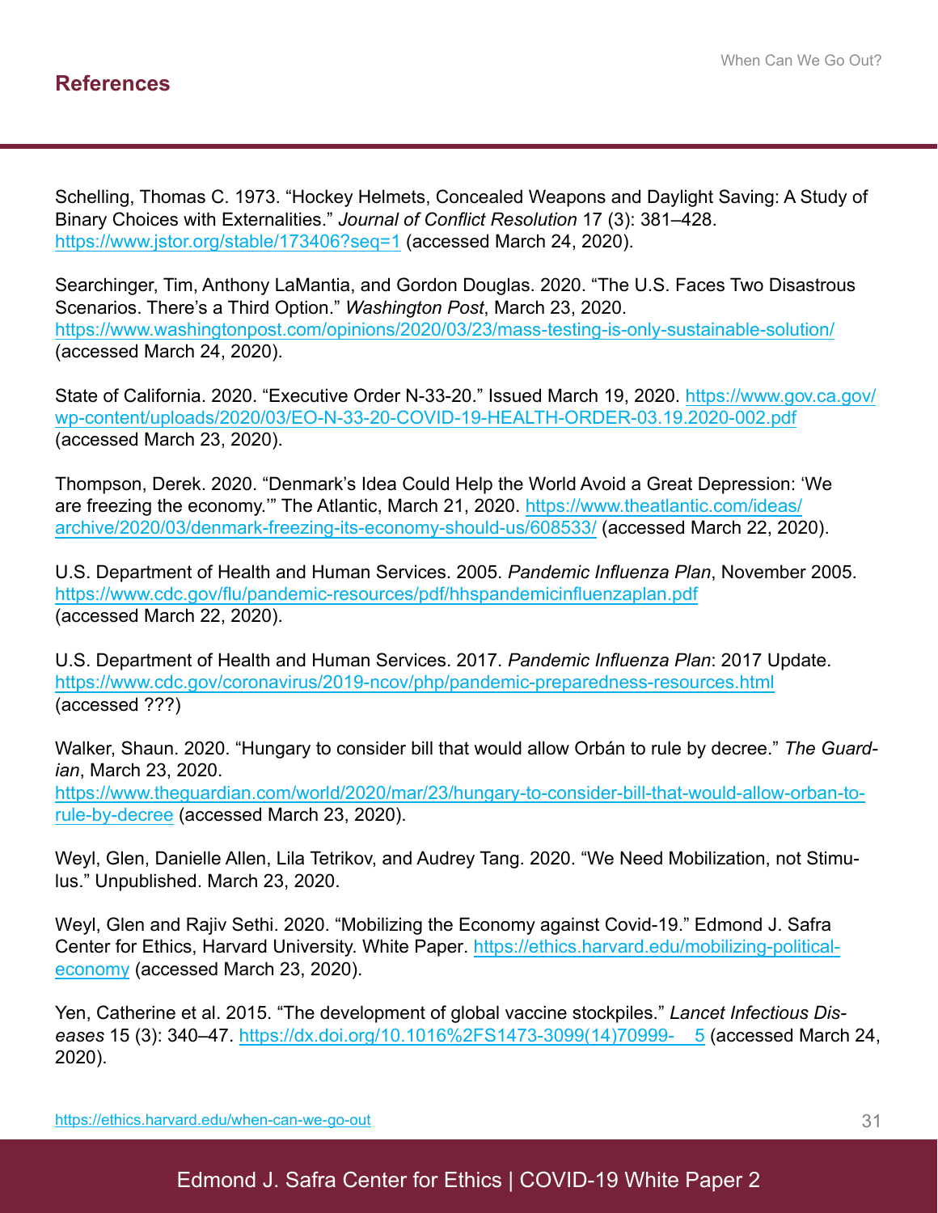## References

Schelling, Thomas C. 1973. "Hockey Helmets, Concealed Weapons and Daylight Saving: A Study of Binary Choices with Externalities." *Journal of Conflict Resolution* 17 (3): 381–428. https://www.jstor.org/stable/173406?seq=1 (accessed March 24, 2020).

Searchinger, Tim, Anthony LaMantia, and Gordon Douglas. 2020. "The U.S. Faces Two Disastrous Scenarios. There's a Third Option." *Washington Post*, March 23, 2020. https://www.washingtonpost.com/opinions/2020/03/23/mass-testing-is-only-sustainable-solution/ (accessed March 24, 2020).

State of California. 2020. "Executive Order N-33-20." Issued March 19, 2020. https://www.gov.ca.gov/wp-content/uploads/2020/03/EO-N-33-20-COVID-19-HEALTH-ORDER-03.19.2020-002.pdf (accessed March 23, 2020).

Thompson, Derek. 2020. "Denmark's Idea Could Help the World Avoid a Great Depression: 'We are freezing the economy.'" The Atlantic, March 21, 2020. https://www.theatlantic.com/ideas/archive/2020/03/denmark-freezing-its-economy-should-us/608533/ (accessed March 22, 2020).

U.S. Department of Health and Human Services. 2005. *Pandemic Influenza Plan*, November 2005. https://www.cdc.gov/flu/pandemic-resources/pdf/hhspandemicinfluenzaplan.pdf (accessed March 22, 2020).

U.S. Department of Health and Human Services. 2017. *Pandemic Influenza Plan*: 2017 Update. https://www.cdc.gov/coronavirus/2019-ncov/php/pandemic-preparedness-resources.html (accessed ???)

Walker, Shaun. 2020. "Hungary to consider bill that would allow Orbán to rule by decree." *The Guardian*, March 23, 2020. https://www.theguardian.com/world/2020/mar/23/hungary-to-consider-bill-that-would-allow-orban-to-rule-by-decree (accessed March 23, 2020).

Weyl, Glen, Danielle Allen, Lila Tetrikov, and Audrey Tang. 2020. "We Need Mobilization, not Stimulus." Unpublished. March 23, 2020.

Weyl, Glen and Rajiv Sethi. 2020. "Mobilizing the Economy against Covid-19." Edmond J. Safra Center for Ethics, Harvard University. White Paper. https://ethics.harvard.edu/mobilizing-political-economy (accessed March 23, 2020).

Yen, Catherine et al. 2015. "The development of global vaccine stockpiles." *Lancet Infectious Diseases* 15 (3): 340–47. https://dx.doi.org/10.1016%2FS1473-3099(14)70999-5 (accessed March 24, 2020).